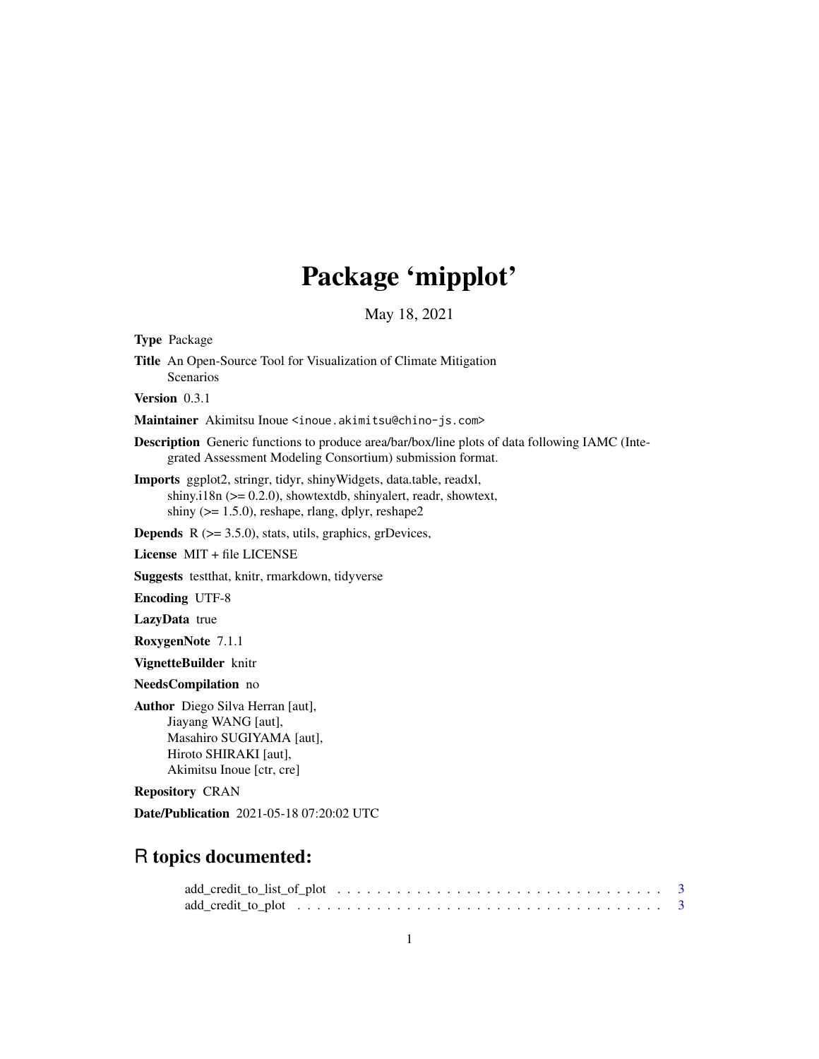# Package 'mipplot'

May 18, 2021

**Type** Package

**Title** An Open-Source Tool for Visualization of Climate Mitigation Scenarios

**Version** 0.3.1

**Maintainer** Akimitsu Inoue <inoue.akimitsu@chino-js.com>

**Description** Generic functions to produce area/bar/box/line plots of data following IAMC (Integrated Assessment Modeling Consortium) submission format.

**Imports** ggplot2, stringr, tidyr, shinyWidgets, data.table, readxl, shiny.i18n (>= 0.2.0), showtextdb, shinyalert, readr, showtext, shiny (>= 1.5.0), reshape, rlang, dplyr, reshape2

**Depends** R (>= 3.5.0), stats, utils, graphics, grDevices,

**License** MIT + file LICENSE

**Suggests** testthat, knitr, rmarkdown, tidyverse

**Encoding** UTF-8

**LazyData** true

**RoxygenNote** 7.1.1

**VignetteBuilder** knitr

**NeedsCompilation** no

**Author** Diego Silva Herran [aut], Jiayang WANG [aut], Masahiro SUGIYAMA [aut], Hiroto SHIRAKI [aut], Akimitsu Inoue [ctr, cre]

**Repository** CRAN

**Date/Publication** 2021-05-18 07:20:02 UTC

## R topics documented:

add_credit_to_list_of_plot . . . . . . . . . . . . . . . . . . . . . . . . . . . . . . . . 3
add_credit_to_plot . . . . . . . . . . . . . . . . . . . . . . . . . . . . . . . . . . . . 3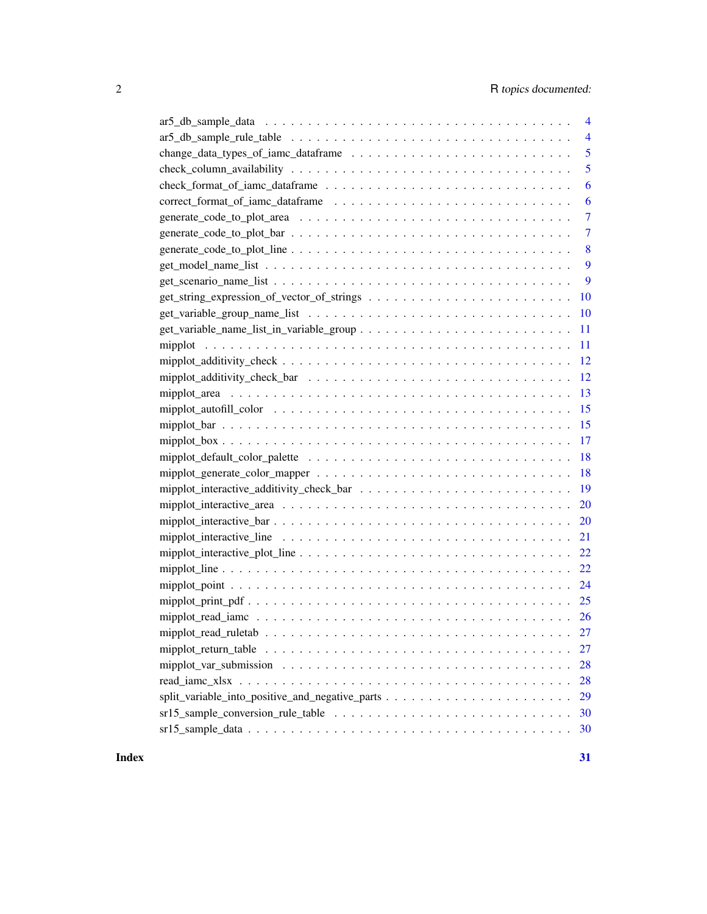| | |
|---|---|
| ar5_db_sample_data | 4 |
| ar5_db_sample_rule_table | 4 |
| change_data_types_of_iamc_dataframe | 5 |
| check_column_availability | 5 |
| check_format_of_iamc_dataframe | 6 |
| correct_format_of_iamc_dataframe | 6 |
| generate_code_to_plot_area | 7 |
| generate_code_to_plot_bar | 7 |
| generate_code_to_plot_line | 8 |
| get_model_name_list | 9 |
| get_scenario_name_list | 9 |
| get_string_expression_of_vector_of_strings | 10 |
| get_variable_group_name_list | 10 |
| get_variable_name_list_in_variable_group | 11 |
| mipplot | 11 |
| mipplot_additivity_check | 12 |
| mipplot_additivity_check_bar | 12 |
| mipplot_area | 13 |
| mipplot_autofill_color | 15 |
| mipplot_bar | 15 |
| mipplot_box | 17 |
| mipplot_default_color_palette | 18 |
| mipplot_generate_color_mapper | 18 |
| mipplot_interactive_additivity_check_bar | 19 |
| mipplot_interactive_area | 20 |
| mipplot_interactive_bar | 20 |
| mipplot_interactive_line | 21 |
| mipplot_interactive_plot_line | 22 |
| mipplot_line | 22 |
| mipplot_point | 24 |
| mipplot_print_pdf | 25 |
| mipplot_read_iamc | 26 |
| mipplot_read_ruletab | 27 |
| mipplot_return_table | 27 |
| mipplot_var_submission | 28 |
| read_iamc_xlsx | 28 |
| split_variable_into_positive_and_negative_parts | 29 |
| sr15_sample_conversion_rule_table | 30 |
| sr15_sample_data | 30 |

**Index** **31**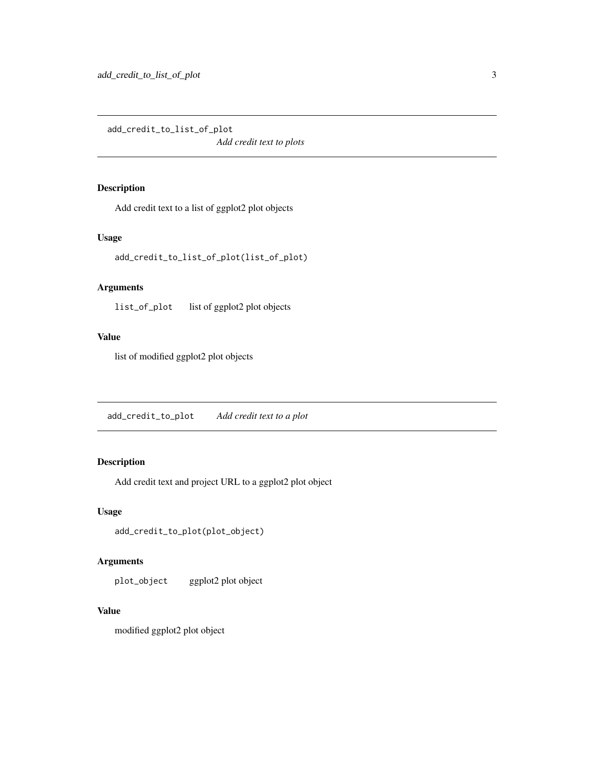## add_credit_to_list_of_plot

*Add credit text to plots*

### Description

Add credit text to a list of ggplot2 plot objects

### Usage

```
add_credit_to_list_of_plot(list_of_plot)
```

### Arguments

| | |
|---|---|
| `list_of_plot` | list of ggplot2 plot objects |

### Value

list of modified ggplot2 plot objects

## add_credit_to_plot

*Add credit text to a plot*

### Description

Add credit text and project URL to a ggplot2 plot object

### Usage

```
add_credit_to_plot(plot_object)
```

### Arguments

| | |
|---|---|
| `plot_object` | ggplot2 plot object |

### Value

modified ggplot2 plot object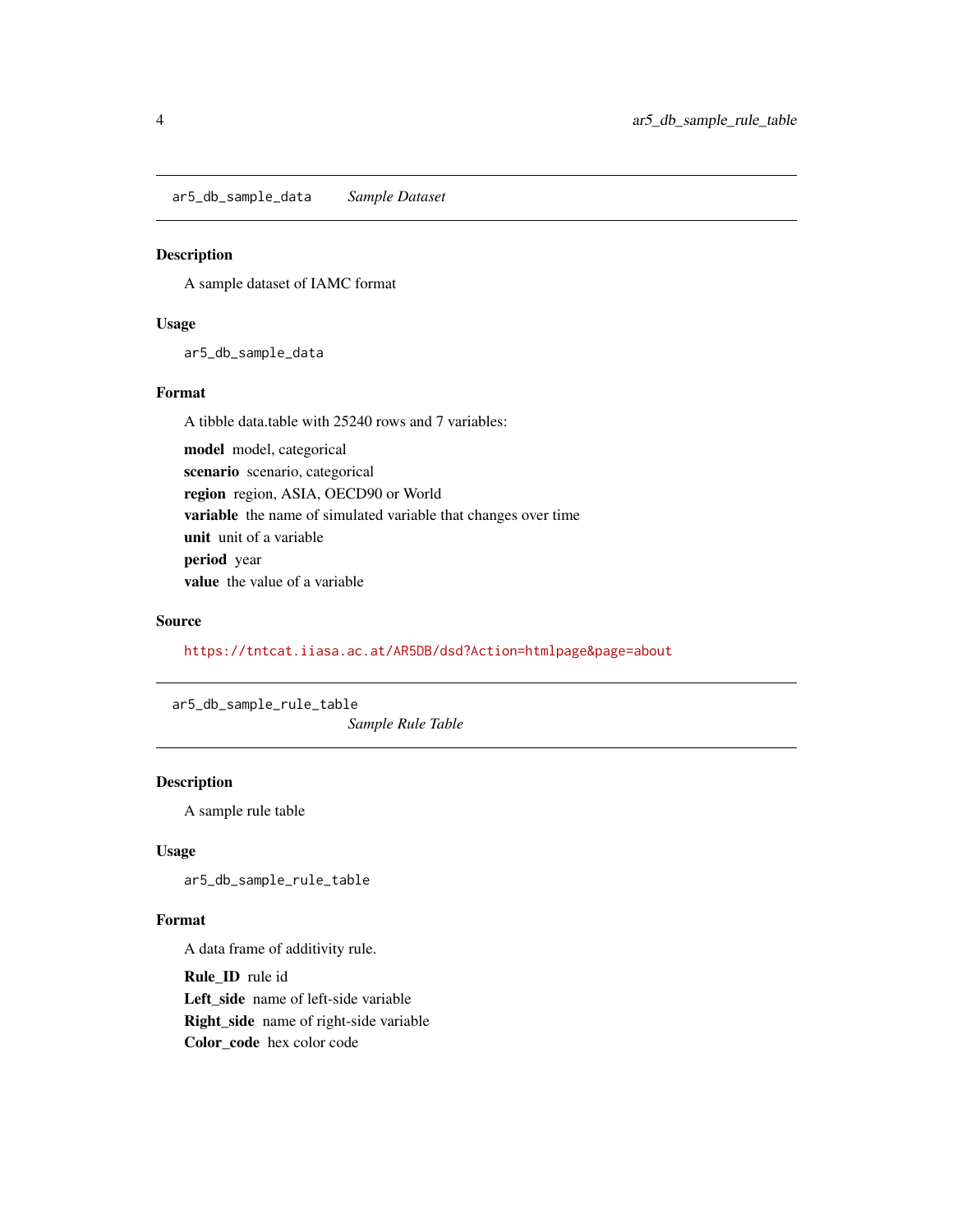## `ar5_db_sample_data` *Sample Dataset*

### Description

A sample dataset of IAMC format

### Usage

```
ar5_db_sample_data
```

### Format

A tibble data.table with 25240 rows and 7 variables:

- **model** model, categorical
- **scenario** scenario, categorical
- **region** region, ASIA, OECD90 or World
- **variable** the name of simulated variable that changes over time
- **unit** unit of a variable
- **period** year
- **value** the value of a variable

### Source

https://tntcat.iiasa.ac.at/AR5DB/dsd?Action=htmlpage&page=about

## `ar5_db_sample_rule_table` *Sample Rule Table*

### Description

A sample rule table

### Usage

```
ar5_db_sample_rule_table
```

### Format

A data frame of additivity rule.

- **Rule_ID** rule id
- **Left_side** name of left-side variable
- **Right_side** name of right-side variable
- **Color_code** hex color code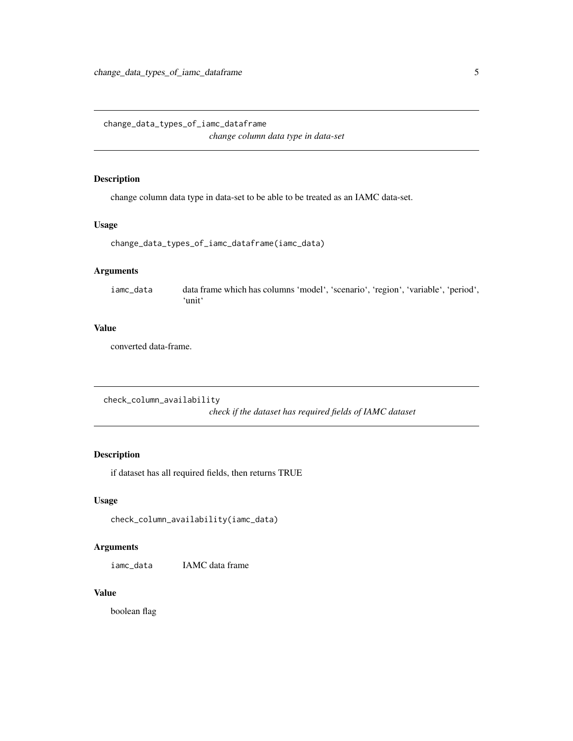## change_data_types_of_iamc_dataframe

*change column data type in data-set*

### Description

change column data type in data-set to be able to be treated as an IAMC data-set.

### Usage

```
change_data_types_of_iamc_dataframe(iamc_data)
```

### Arguments

| | |
|---|---|
| iamc_data | data frame which has columns 'model', 'scenario', 'region', 'variable', 'period', 'unit' |

### Value

converted data-frame.

## check_column_availability

*check if the dataset has required fields of IAMC dataset*

### Description

if dataset has all required fields, then returns TRUE

### Usage

```
check_column_availability(iamc_data)
```

### Arguments

| | |
|---|---|
| iamc_data | IAMC data frame |

### Value

boolean flag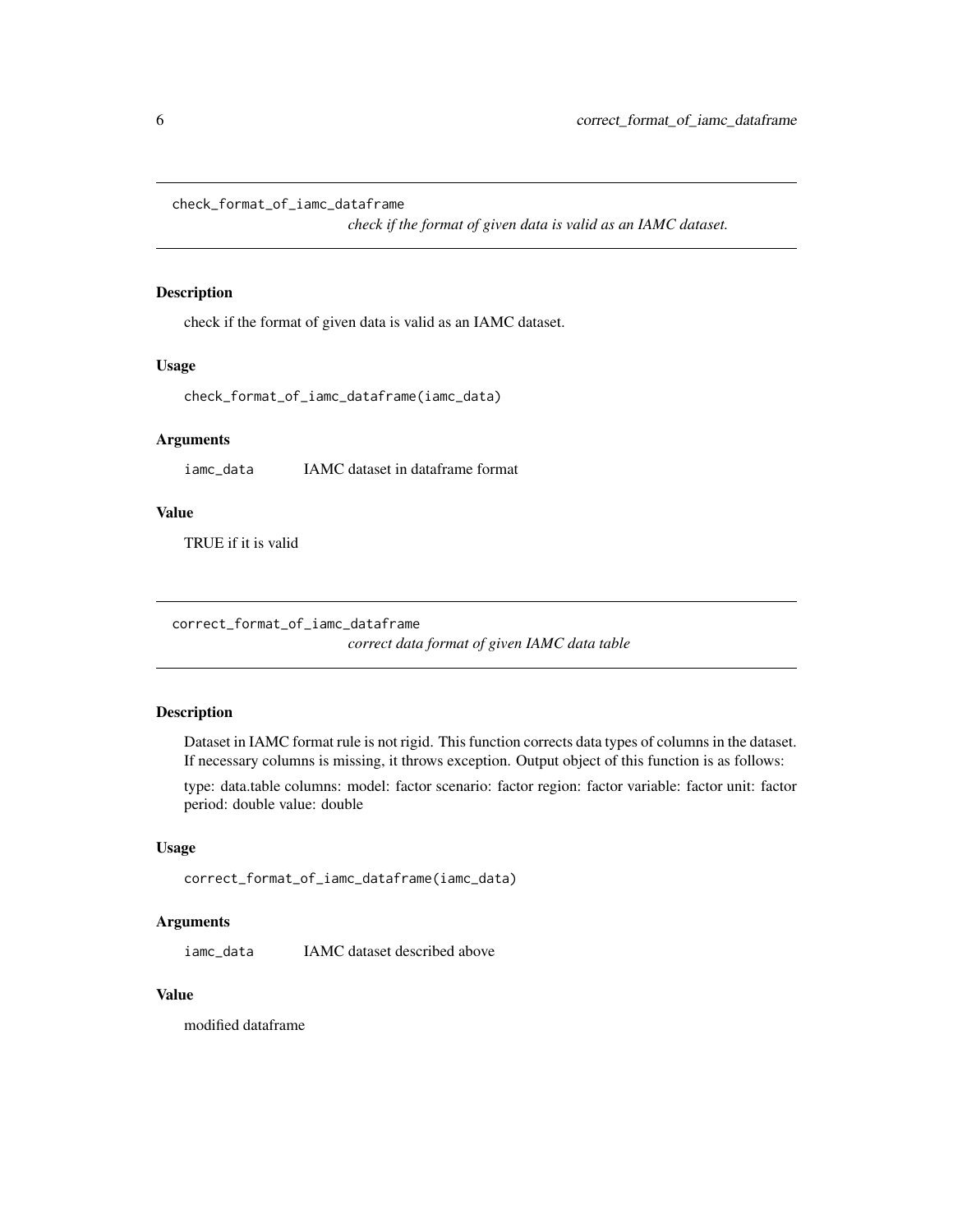## check_format_of_iamc_dataframe

*check if the format of given data is valid as an IAMC dataset.*

### Description

check if the format of given data is valid as an IAMC dataset.

### Usage

```
check_format_of_iamc_dataframe(iamc_data)
```

### Arguments

| | |
|---|---|
| iamc_data | IAMC dataset in dataframe format |

### Value

TRUE if it is valid

## correct_format_of_iamc_dataframe

*correct data format of given IAMC data table*

### Description

Dataset in IAMC format rule is not rigid. This function corrects data types of columns in the dataset. If necessary columns is missing, it throws exception. Output object of this function is as follows:

type: data.table columns: model: factor scenario: factor region: factor variable: factor unit: factor period: double value: double

### Usage

```
correct_format_of_iamc_dataframe(iamc_data)
```

### Arguments

| | |
|---|---|
| iamc_data | IAMC dataset described above |

### Value

modified dataframe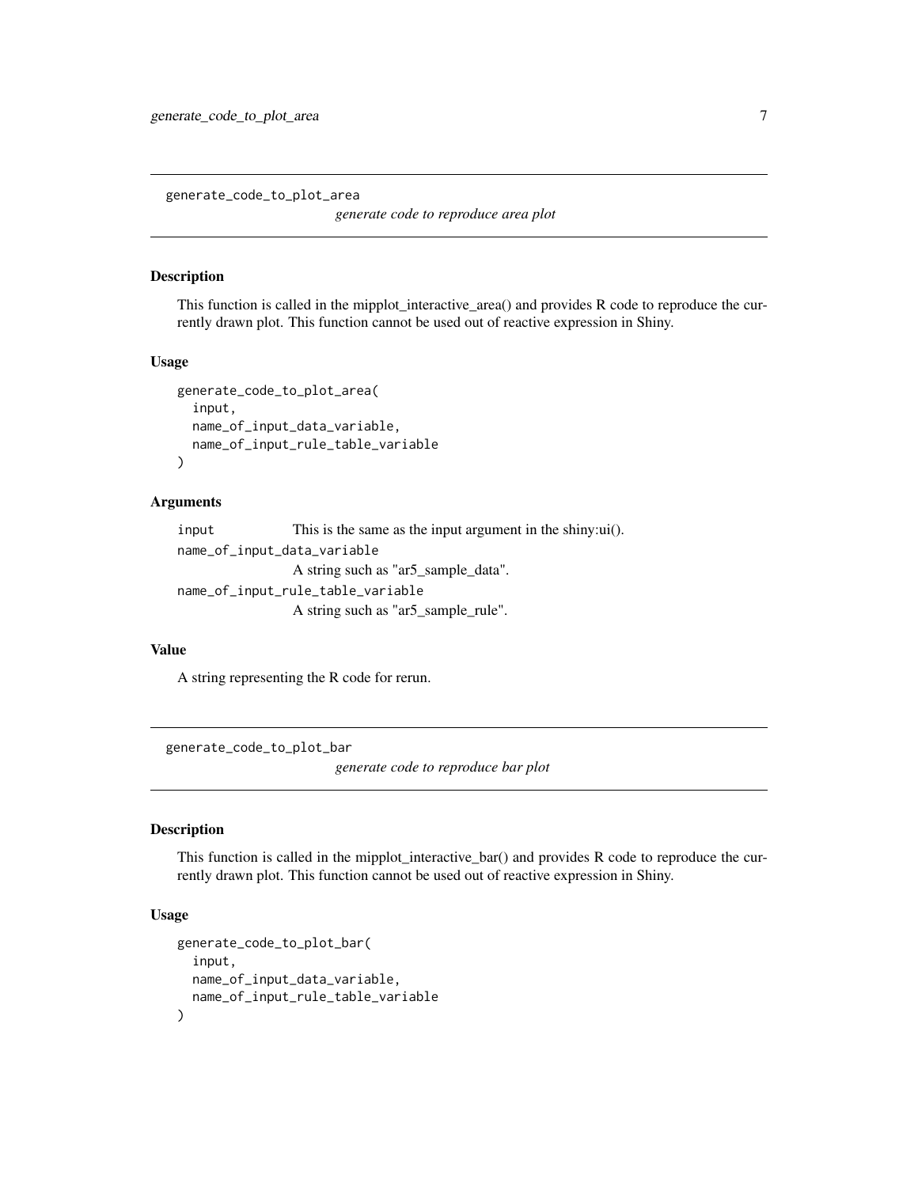## generate_code_to_plot_area

*generate code to reproduce area plot*

### Description

This function is called in the mipplot_interactive_area() and provides R code to reproduce the currently drawn plot. This function cannot be used out of reactive expression in Shiny.

### Usage

```
generate_code_to_plot_area(
  input,
  name_of_input_data_variable,
  name_of_input_rule_table_variable
)
```

### Arguments

`input` This is the same as the input argument in the shiny:ui().

`name_of_input_data_variable`
A string such as "ar5_sample_data".

`name_of_input_rule_table_variable`
A string such as "ar5_sample_rule".

### Value

A string representing the R code for rerun.

## generate_code_to_plot_bar

*generate code to reproduce bar plot*

### Description

This function is called in the mipplot_interactive_bar() and provides R code to reproduce the currently drawn plot. This function cannot be used out of reactive expression in Shiny.

### Usage

```
generate_code_to_plot_bar(
  input,
  name_of_input_data_variable,
  name_of_input_rule_table_variable
)
```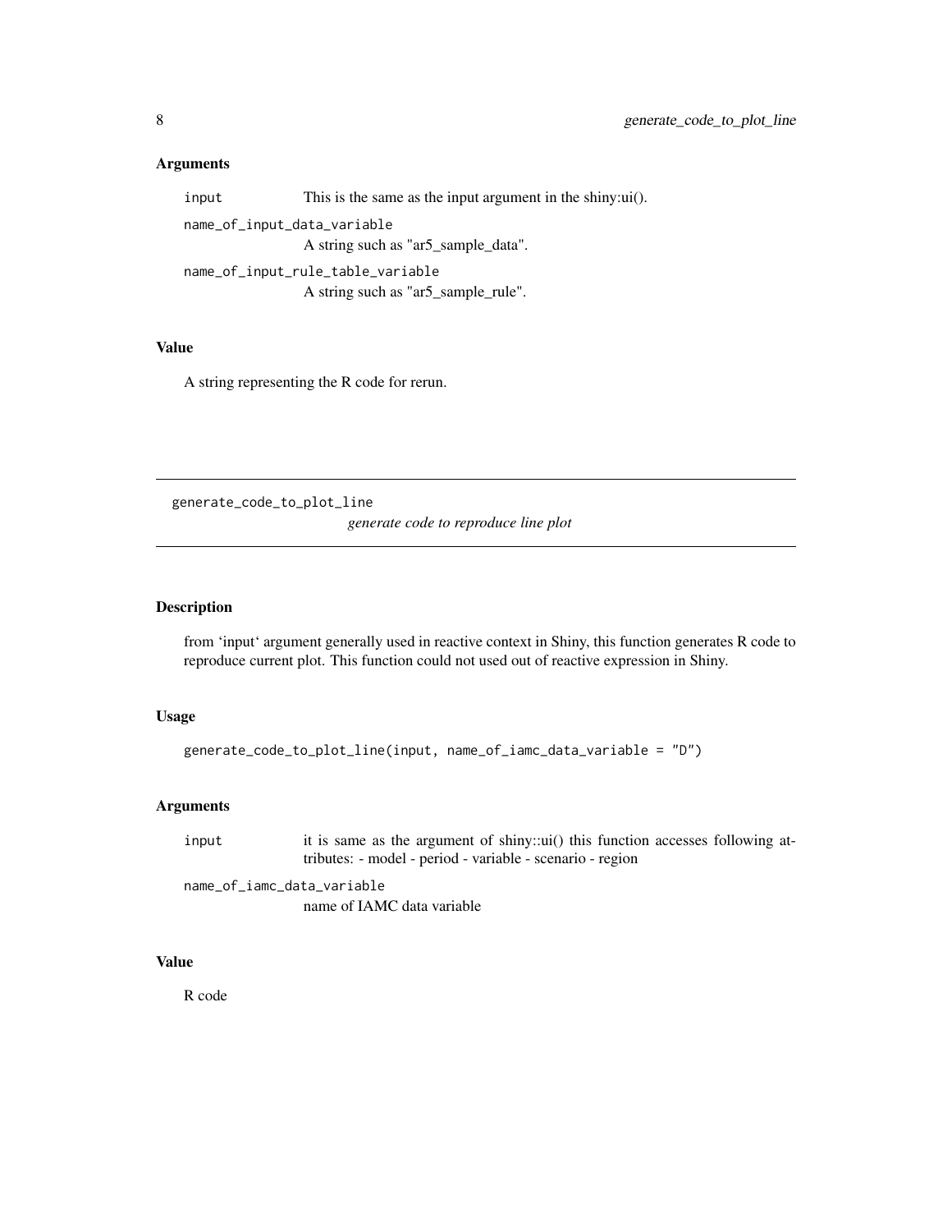### Arguments

input
: This is the same as the input argument in the shiny:ui().

name_of_input_data_variable
: A string such as "ar5_sample_data".

name_of_input_rule_table_variable
: A string such as "ar5_sample_rule".

### Value

A string representing the R code for rerun.

---

## generate_code_to_plot_line

*generate code to reproduce line plot*

---

### Description

from 'input' argument generally used in reactive context in Shiny, this function generates R code to reproduce current plot. This function could not used out of reactive expression in Shiny.

### Usage

```
generate_code_to_plot_line(input, name_of_iamc_data_variable = "D")
```

### Arguments

input
: it is same as the argument of shiny::ui() this function accesses following attributes: - model - period - variable - scenario - region

name_of_iamc_data_variable
: name of IAMC data variable

### Value

R code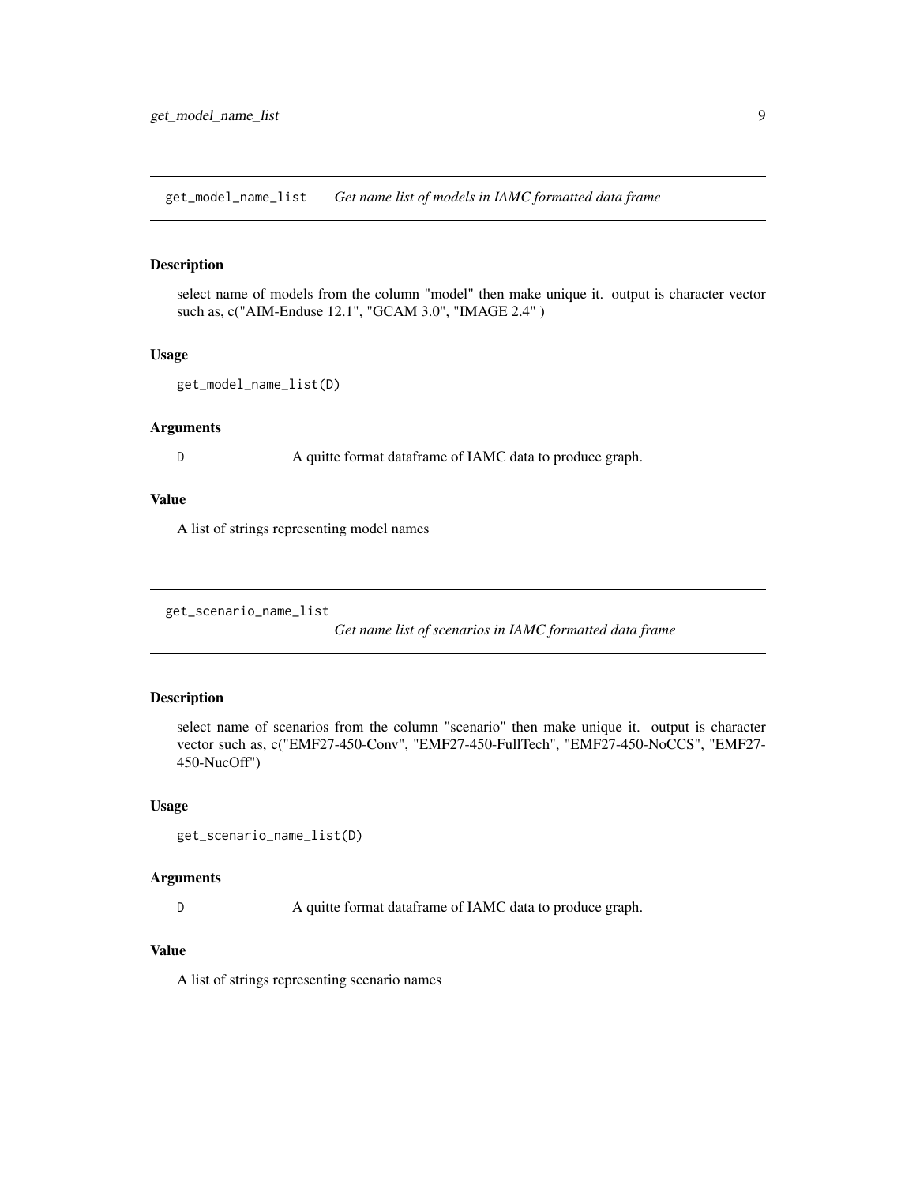## get_model_name_list *Get name list of models in IAMC formatted data frame*

### Description

select name of models from the column "model" then make unique it. output is character vector such as, c("AIM-Enduse 12.1", "GCAM 3.0", "IMAGE 2.4" )

### Usage

```
get_model_name_list(D)
```

### Arguments

| | |
|---|---|
| D | A quitte format dataframe of IAMC data to produce graph. |

### Value

A list of strings representing model names

## get_scenario_name_list *Get name list of scenarios in IAMC formatted data frame*

### Description

select name of scenarios from the column "scenario" then make unique it. output is character vector such as, c("EMF27-450-Conv", "EMF27-450-FullTech", "EMF27-450-NoCCS", "EMF27-450-NucOff")

### Usage

```
get_scenario_name_list(D)
```

### Arguments

| | |
|---|---|
| D | A quitte format dataframe of IAMC data to produce graph. |

### Value

A list of strings representing scenario names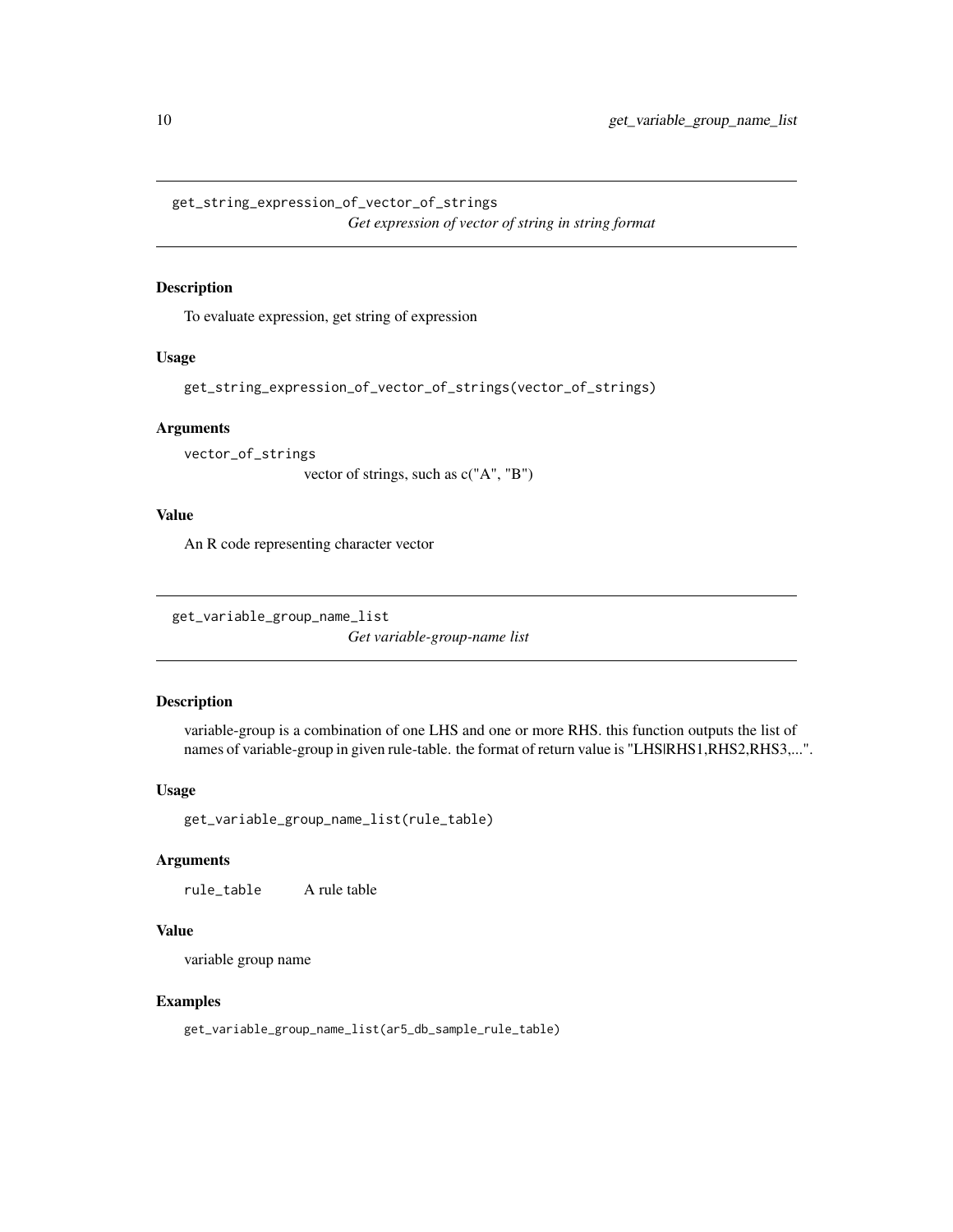## get_string_expression_of_vector_of_strings

*Get expression of vector of string in string format*

### Description

To evaluate expression, get string of expression

### Usage

```
get_string_expression_of_vector_of_strings(vector_of_strings)
```

### Arguments

`vector_of_strings`
vector of strings, such as c("A", "B")

### Value

An R code representing character vector

## get_variable_group_name_list

*Get variable-group-name list*

### Description

variable-group is a combination of one LHS and one or more RHS. this function outputs the list of names of variable-group in given rule-table. the format of return value is "LHS|RHS1,RHS2,RHS3,...".

### Usage

```
get_variable_group_name_list(rule_table)
```

### Arguments

`rule_table` A rule table

### Value

variable group name

### Examples

```
get_variable_group_name_list(ar5_db_sample_rule_table)
```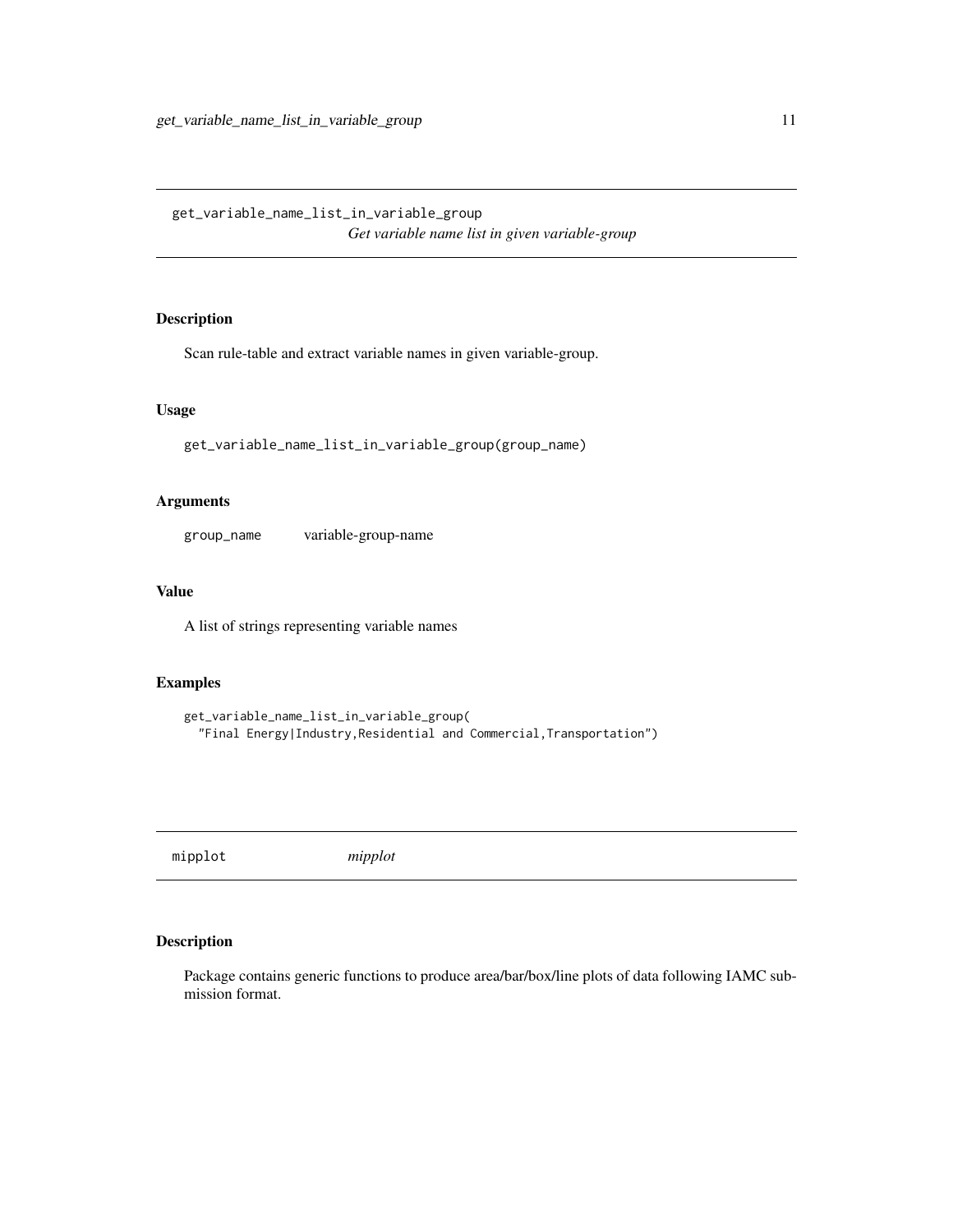## get_variable_name_list_in_variable_group

*Get variable name list in given variable-group*

### Description

Scan rule-table and extract variable names in given variable-group.

### Usage

```
get_variable_name_list_in_variable_group(group_name)
```

### Arguments

| | |
|---|---|
| group_name | variable-group-name |

### Value

A list of strings representing variable names

### Examples

```
get_variable_name_list_in_variable_group(
  "Final Energy|Industry,Residential and Commercial,Transportation")
```

## mipplot

*mipplot*

### Description

Package contains generic functions to produce area/bar/box/line plots of data following IAMC submission format.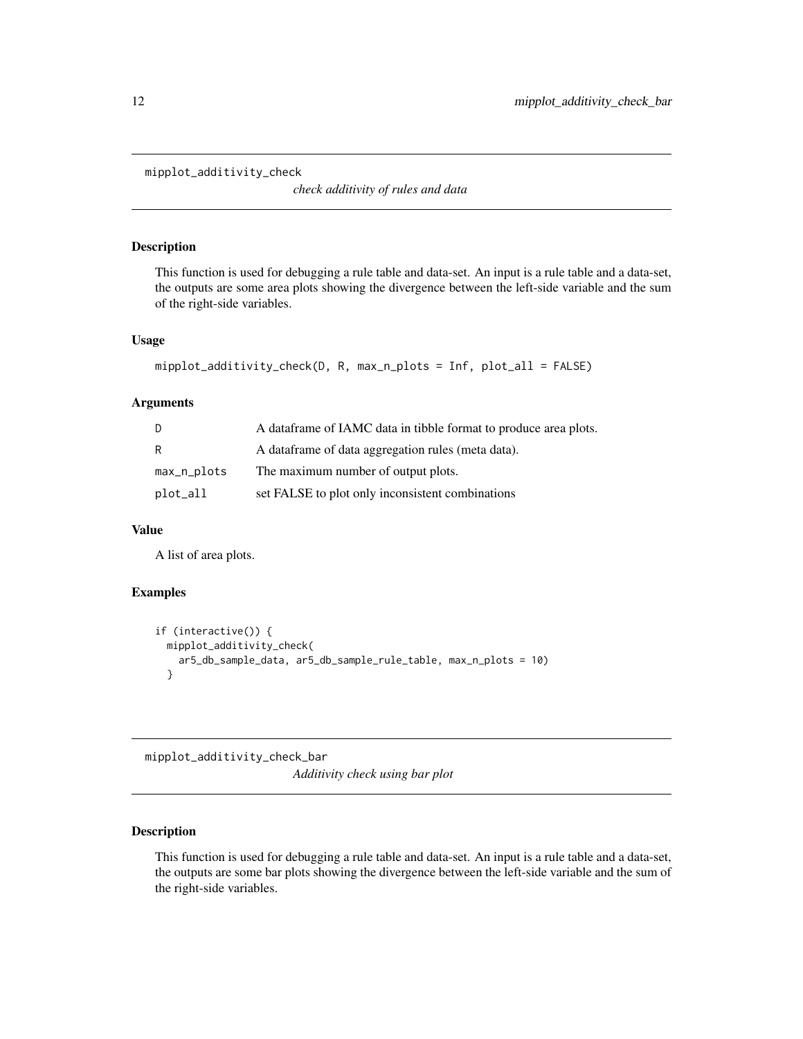## mipplot_additivity_check

*check additivity of rules and data*

### Description

This function is used for debugging a rule table and data-set. An input is a rule table and a data-set, the outputs are some area plots showing the divergence between the left-side variable and the sum of the right-side variables.

### Usage

```
mipplot_additivity_check(D, R, max_n_plots = Inf, plot_all = FALSE)
```

### Arguments

| | |
|---|---|
| D | A dataframe of IAMC data in tibble format to produce area plots. |
| R | A dataframe of data aggregation rules (meta data). |
| max_n_plots | The maximum number of output plots. |
| plot_all | set FALSE to plot only inconsistent combinations |

### Value

A list of area plots.

### Examples

```
if (interactive()) {
  mipplot_additivity_check(
    ar5_db_sample_data, ar5_db_sample_rule_table, max_n_plots = 10)
  }
```

## mipplot_additivity_check_bar

*Additivity check using bar plot*

### Description

This function is used for debugging a rule table and data-set. An input is a rule table and a data-set, the outputs are some bar plots showing the divergence between the left-side variable and the sum of the right-side variables.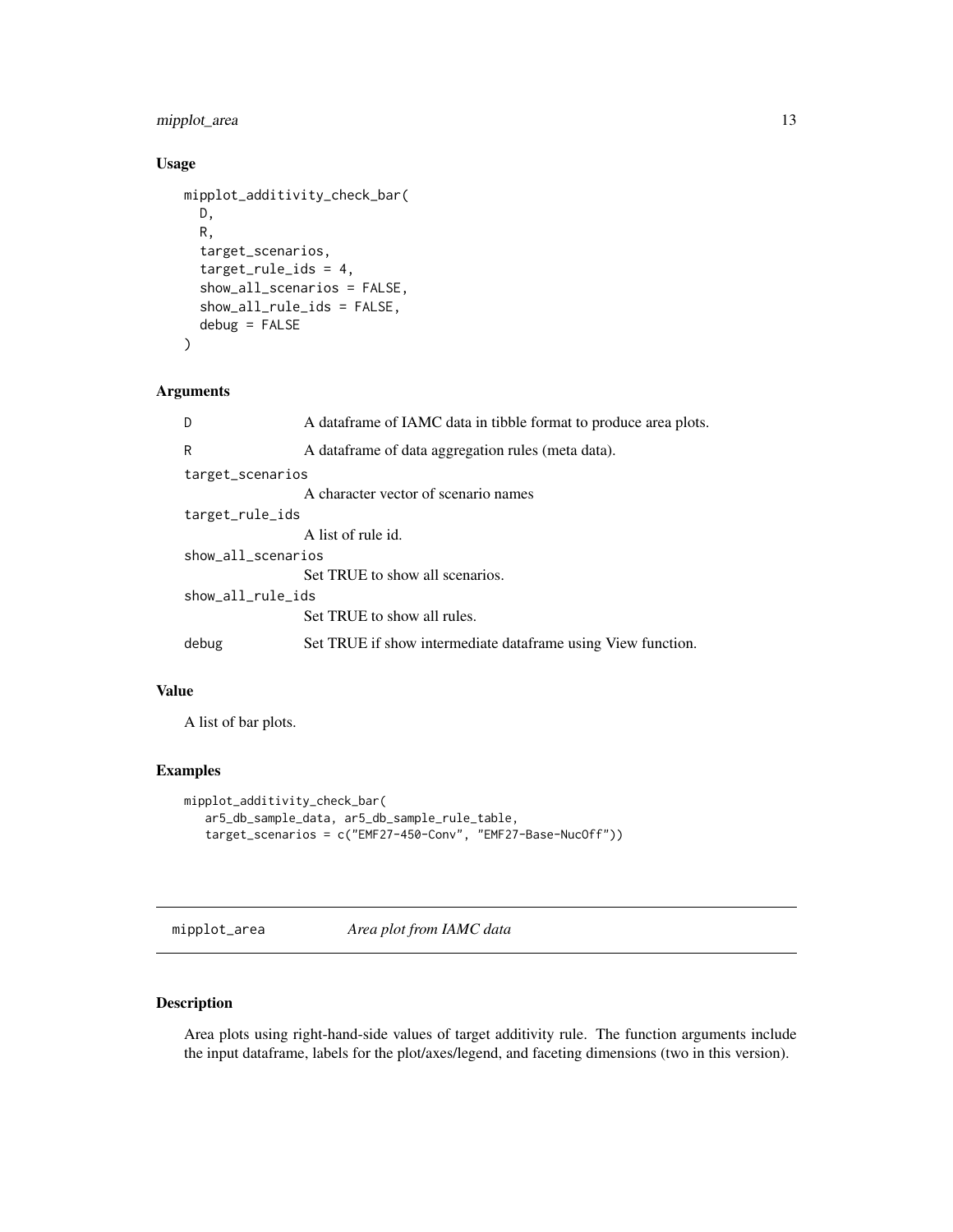### Usage

```
mipplot_additivity_check_bar(
  D,
  R,
  target_scenarios,
  target_rule_ids = 4,
  show_all_scenarios = FALSE,
  show_all_rule_ids = FALSE,
  debug = FALSE
)
```

### Arguments

| | |
|---|---|
| D | A dataframe of IAMC data in tibble format to produce area plots. |
| R | A dataframe of data aggregation rules (meta data). |
| target_scenarios | A character vector of scenario names |
| target_rule_ids | A list of rule id. |
| show_all_scenarios | Set TRUE to show all scenarios. |
| show_all_rule_ids | Set TRUE to show all rules. |
| debug | Set TRUE if show intermediate dataframe using View function. |

### Value

A list of bar plots.

### Examples

```
mipplot_additivity_check_bar(
   ar5_db_sample_data, ar5_db_sample_rule_table,
   target_scenarios = c("EMF27-450-Conv", "EMF27-Base-NucOff"))
```

---

## mipplot_area    *Area plot from IAMC data*

---

### Description

Area plots using right-hand-side values of target additivity rule. The function arguments include the input dataframe, labels for the plot/axes/legend, and faceting dimensions (two in this version).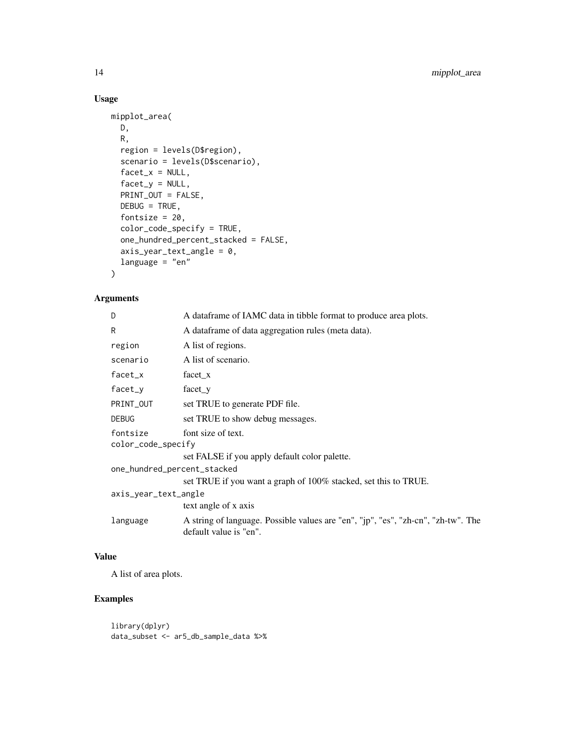## Usage

```
mipplot_area(
  D,
  R,
  region = levels(D$region),
  scenario = levels(D$scenario),
  facet_x = NULL,
  facet_y = NULL,
  PRINT_OUT = FALSE,
  DEBUG = TRUE,
  fontsize = 20,
  color_code_specify = TRUE,
  one_hundred_percent_stacked = FALSE,
  axis_year_text_angle = 0,
  language = "en"
)
```

## Arguments

| Argument | Description |
| --- | --- |
| `D` | A dataframe of IAMC data in tibble format to produce area plots. |
| `R` | A dataframe of data aggregation rules (meta data). |
| `region` | A list of regions. |
| `scenario` | A list of scenario. |
| `facet_x` | facet_x |
| `facet_y` | facet_y |
| `PRINT_OUT` | set TRUE to generate PDF file. |
| `DEBUG` | set TRUE to show debug messages. |
| `fontsize` | font size of text. |
| `color_code_specify` | set FALSE if you apply default color palette. |
| `one_hundred_percent_stacked` | set TRUE if you want a graph of 100% stacked, set this to TRUE. |
| `axis_year_text_angle` | text angle of x axis |
| `language` | A string of language. Possible values are "en", "jp", "es", "zh-cn", "zh-tw". The default value is "en". |

## Value

A list of area plots.

## Examples

```
library(dplyr)
data_subset <- ar5_db_sample_data %>%
```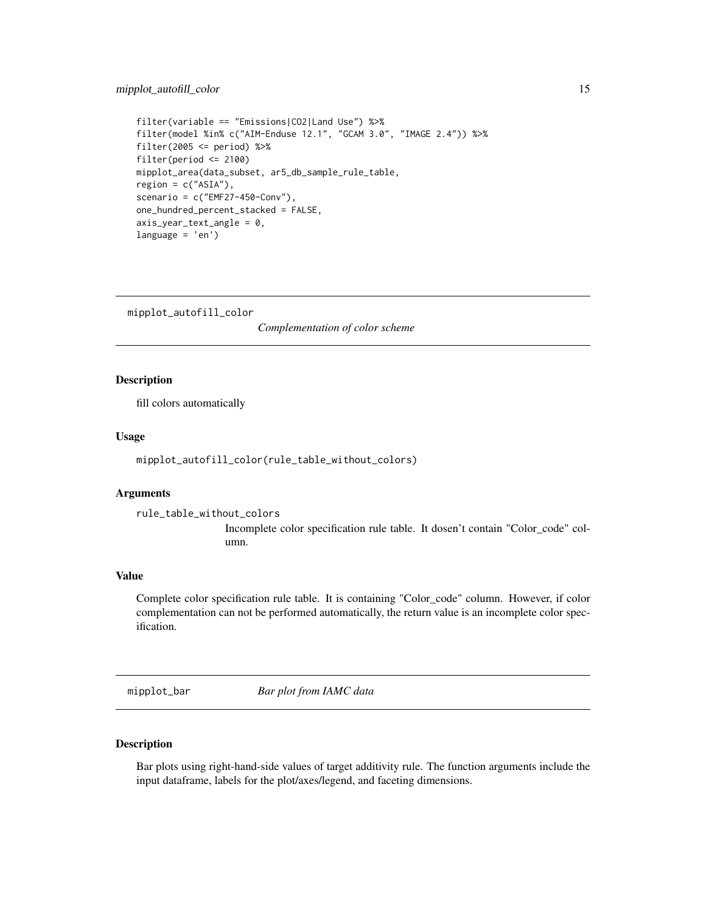```
filter(variable == "Emissions|CO2|Land Use") %>%
filter(model %in% c("AIM-Enduse 12.1", "GCAM 3.0", "IMAGE 2.4")) %>%
filter(2005 <= period) %>%
filter(period <= 2100)
mipplot_area(data_subset, ar5_db_sample_rule_table,
region = c("ASIA"),
scenario = c("EMF27-450-Conv"),
one_hundred_percent_stacked = FALSE,
axis_year_text_angle = 0,
language = 'en')
```

## mipplot_autofill_color — *Complementation of color scheme*

### Description

fill colors automatically

### Usage

```
mipplot_autofill_color(rule_table_without_colors)
```

### Arguments

`rule_table_without_colors`
: Incomplete color specification rule table. It dosen't contain "Color_code" column.

### Value

Complete color specification rule table. It is containing "Color_code" column. However, if color complementation can not be performed automatically, the return value is an incomplete color specification.

## mipplot_bar — *Bar plot from IAMC data*

### Description

Bar plots using right-hand-side values of target additivity rule. The function arguments include the input dataframe, labels for the plot/axes/legend, and faceting dimensions.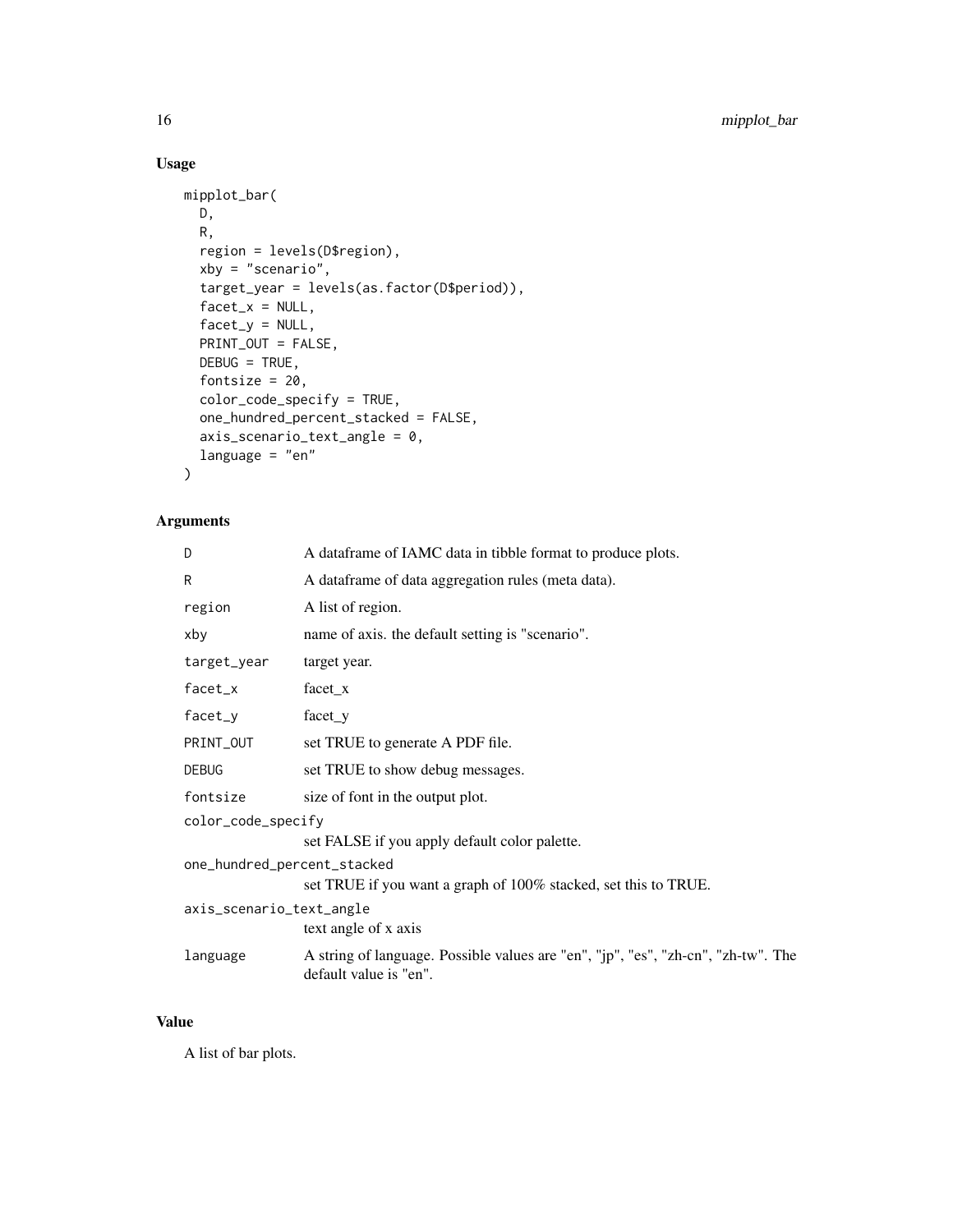## Usage

```
mipplot_bar(
  D,
  R,
  region = levels(D$region),
  xby = "scenario",
  target_year = levels(as.factor(D$period)),
  facet_x = NULL,
  facet_y = NULL,
  PRINT_OUT = FALSE,
  DEBUG = TRUE,
  fontsize = 20,
  color_code_specify = TRUE,
  one_hundred_percent_stacked = FALSE,
  axis_scenario_text_angle = 0,
  language = "en"
)
```

## Arguments

| Argument | Description |
|---|---|
| `D` | A dataframe of IAMC data in tibble format to produce plots. |
| `R` | A dataframe of data aggregation rules (meta data). |
| `region` | A list of region. |
| `xby` | name of axis. the default setting is "scenario". |
| `target_year` | target year. |
| `facet_x` | facet_x |
| `facet_y` | facet_y |
| `PRINT_OUT` | set TRUE to generate A PDF file. |
| `DEBUG` | set TRUE to show debug messages. |
| `fontsize` | size of font in the output plot. |
| `color_code_specify` | set FALSE if you apply default color palette. |
| `one_hundred_percent_stacked` | set TRUE if you want a graph of 100% stacked, set this to TRUE. |
| `axis_scenario_text_angle` | text angle of x axis |
| `language` | A string of language. Possible values are "en", "jp", "es", "zh-cn", "zh-tw". The default value is "en". |

## Value

A list of bar plots.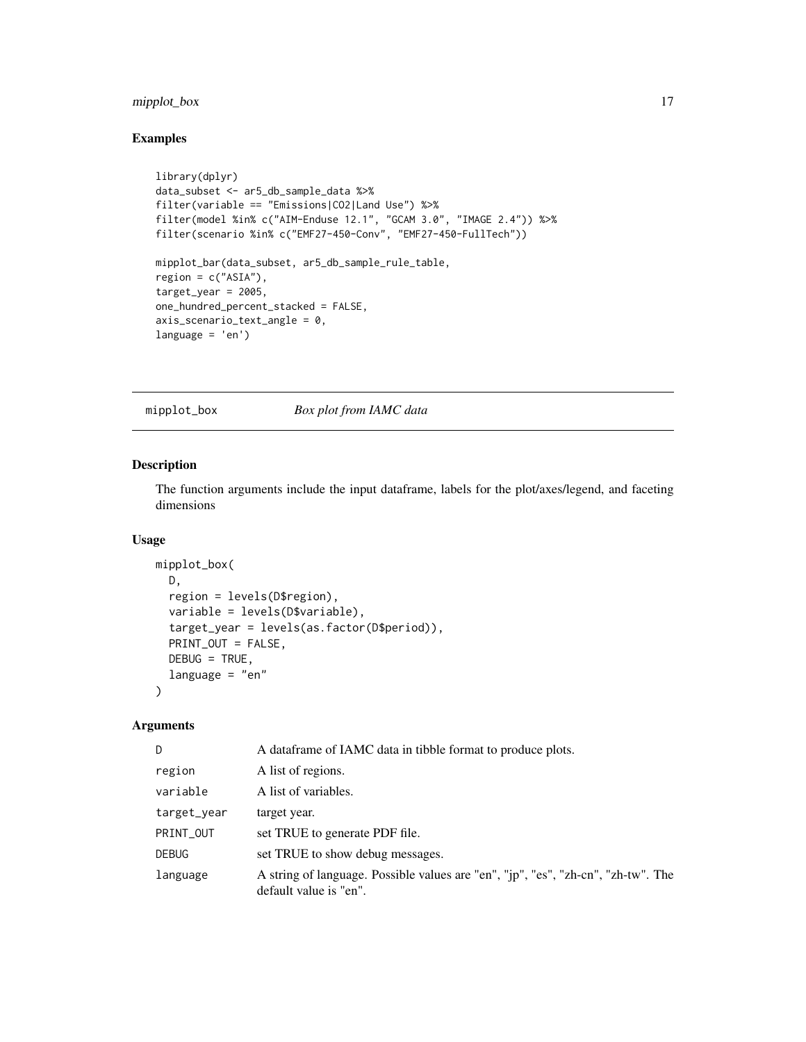## Examples

```
library(dplyr)
data_subset <- ar5_db_sample_data %>%
filter(variable == "Emissions|CO2|Land Use") %>%
filter(model %in% c("AIM-Enduse 12.1", "GCAM 3.0", "IMAGE 2.4")) %>%
filter(scenario %in% c("EMF27-450-Conv", "EMF27-450-FullTech"))

mipplot_bar(data_subset, ar5_db_sample_rule_table,
region = c("ASIA"),
target_year = 2005,
one_hundred_percent_stacked = FALSE,
axis_scenario_text_angle = 0,
language = 'en')
```

---

# mipplot_box *Box plot from IAMC data*

## Description

The function arguments include the input dataframe, labels for the plot/axes/legend, and faceting dimensions

## Usage

```
mipplot_box(
  D,
  region = levels(D$region),
  variable = levels(D$variable),
  target_year = levels(as.factor(D$period)),
  PRINT_OUT = FALSE,
  DEBUG = TRUE,
  language = "en"
)
```

## Arguments

| | |
|---|---|
| D | A dataframe of IAMC data in tibble format to produce plots. |
| region | A list of regions. |
| variable | A list of variables. |
| target_year | target year. |
| PRINT_OUT | set TRUE to generate PDF file. |
| DEBUG | set TRUE to show debug messages. |
| language | A string of language. Possible values are "en", "jp", "es", "zh-cn", "zh-tw". The default value is "en". |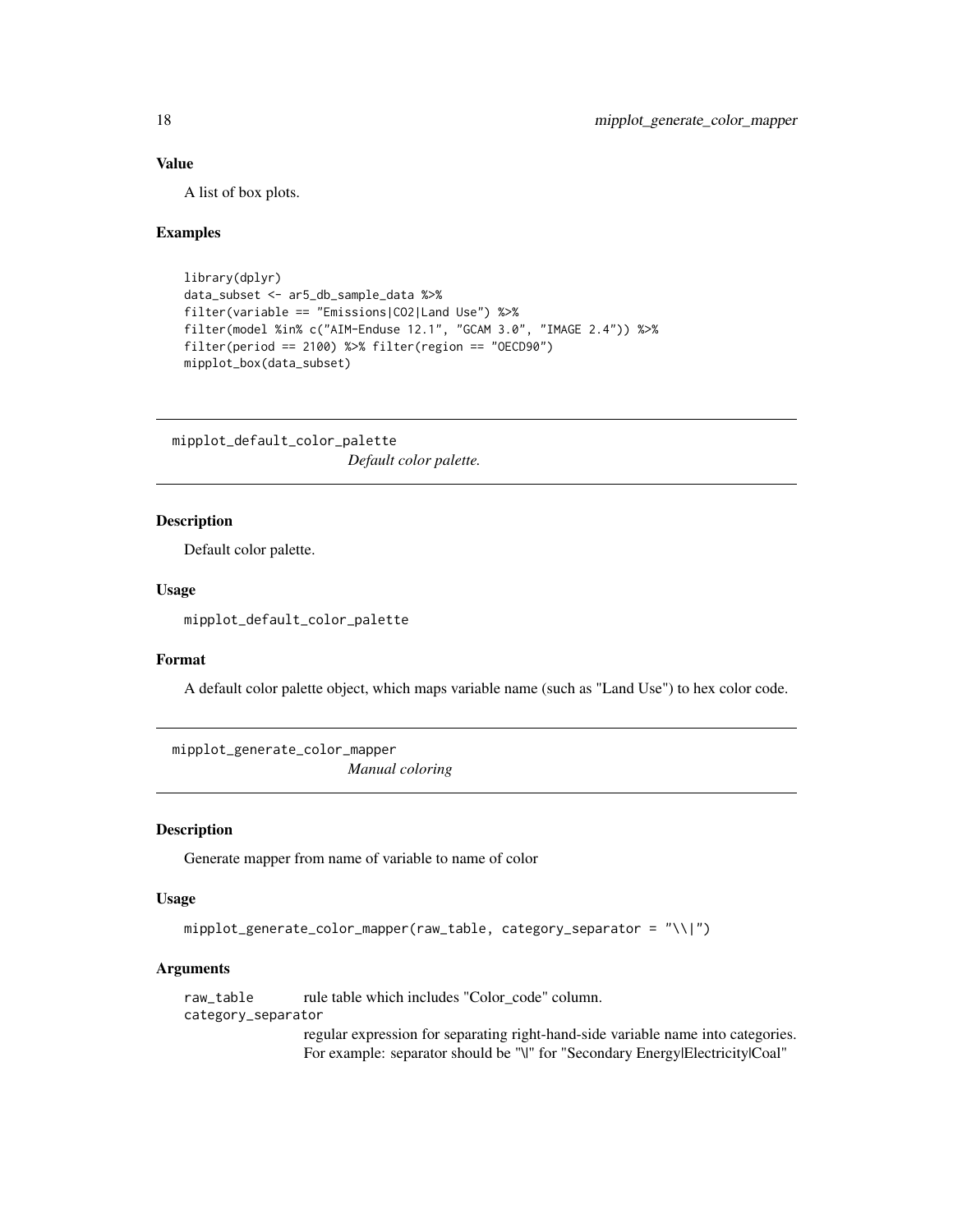### Value

A list of box plots.

### Examples

```
library(dplyr)
data_subset <- ar5_db_sample_data %>%
filter(variable == "Emissions|CO2|Land Use") %>%
filter(model %in% c("AIM-Enduse 12.1", "GCAM 3.0", "IMAGE 2.4")) %>%
filter(period == 2100) %>% filter(region == "OECD90")
mipplot_box(data_subset)
```

---

## mipplot_default_color_palette

*Default color palette.*

### Description

Default color palette.

### Usage

```
mipplot_default_color_palette
```

### Format

A default color palette object, which maps variable name (such as "Land Use") to hex color code.

---

## mipplot_generate_color_mapper

*Manual coloring*

### Description

Generate mapper from name of variable to name of color

### Usage

```
mipplot_generate_color_mapper(raw_table, category_separator = "\\|")
```

### Arguments

| | |
|---|---|
| raw_table | rule table which includes "Color_code" column. |
| category_separator | regular expression for separating right-hand-side variable name into categories. For example: separator should be "\|" for "Secondary Energy\|Electricity\|Coal" |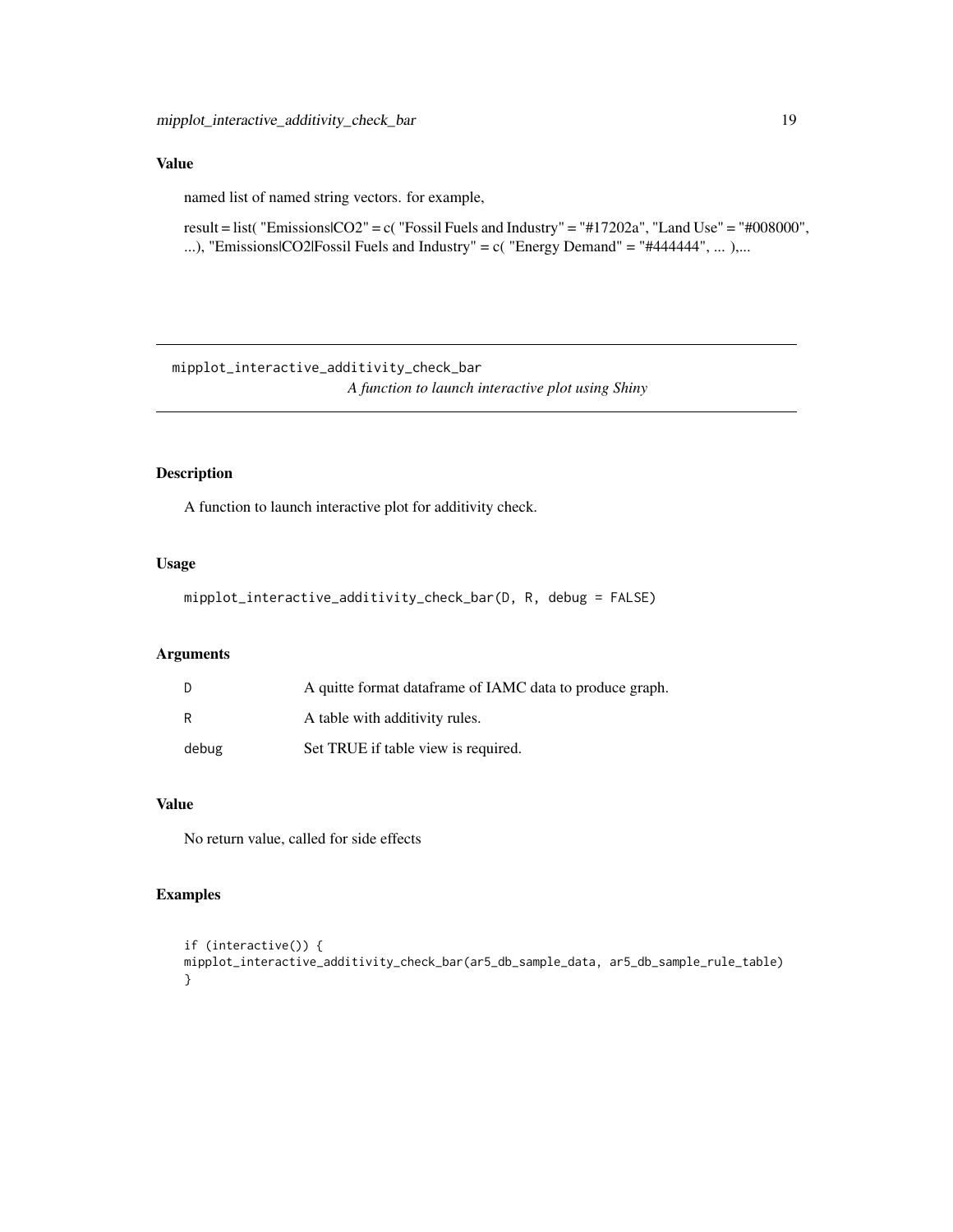### Value

named list of named string vectors. for example,

result = list( "Emissions|CO2" = c( "Fossil Fuels and Industry" = "#17202a", "Land Use" = "#008000", ...), "Emissions|CO2|Fossil Fuels and Industry" = c( "Energy Demand" = "#444444", ... ),...

---

## mipplot_interactive_additivity_check_bar

*A function to launch interactive plot using Shiny*

---

### Description

A function to launch interactive plot for additivity check.

### Usage

```
mipplot_interactive_additivity_check_bar(D, R, debug = FALSE)
```

### Arguments

| | |
|---|---|
| D | A quitte format dataframe of IAMC data to produce graph. |
| R | A table with additivity rules. |
| debug | Set TRUE if table view is required. |

### Value

No return value, called for side effects

### Examples

```
if (interactive()) {
mipplot_interactive_additivity_check_bar(ar5_db_sample_data, ar5_db_sample_rule_table)
}
```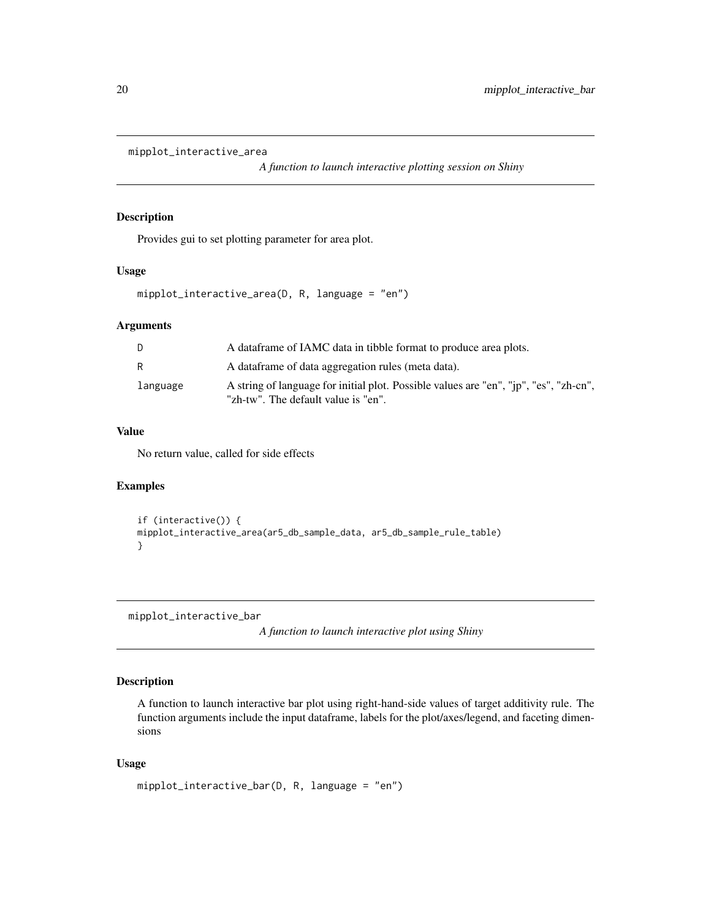## mipplot_interactive_area

*A function to launch interactive plotting session on Shiny*

### Description

Provides gui to set plotting parameter for area plot.

### Usage

```
mipplot_interactive_area(D, R, language = "en")
```

### Arguments

| | |
|---|---|
| D | A dataframe of IAMC data in tibble format to produce area plots. |
| R | A dataframe of data aggregation rules (meta data). |
| language | A string of language for initial plot. Possible values are "en", "jp", "es", "zh-cn", "zh-tw". The default value is "en". |

### Value

No return value, called for side effects

### Examples

```
if (interactive()) {
mipplot_interactive_area(ar5_db_sample_data, ar5_db_sample_rule_table)
}
```

## mipplot_interactive_bar

*A function to launch interactive plot using Shiny*

### Description

A function to launch interactive bar plot using right-hand-side values of target additivity rule. The function arguments include the input dataframe, labels for the plot/axes/legend, and faceting dimensions

### Usage

```
mipplot_interactive_bar(D, R, language = "en")
```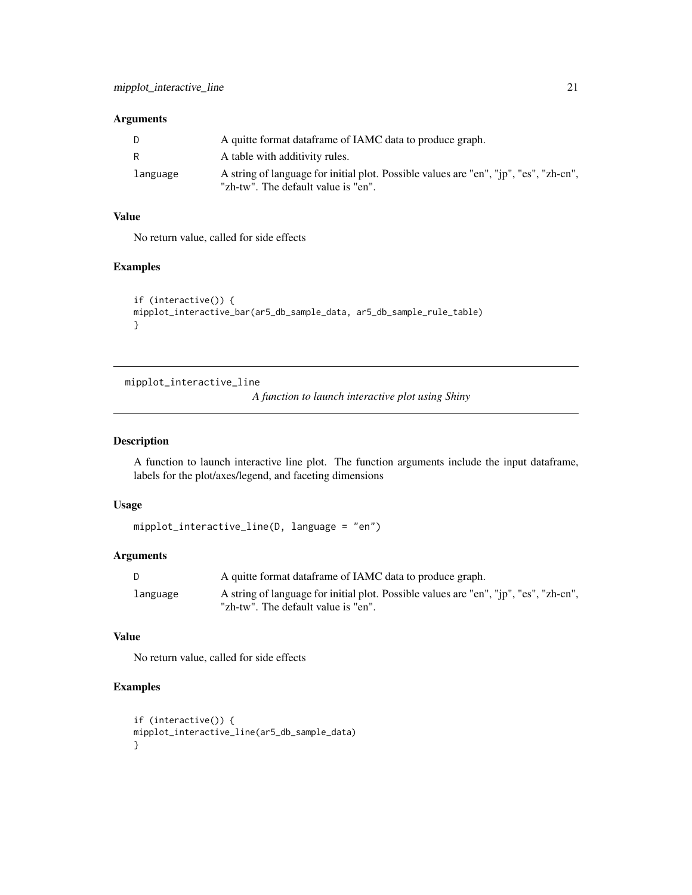### Arguments

| | |
|---|---|
| D | A quitte format dataframe of IAMC data to produce graph. |
| R | A table with additivity rules. |
| language | A string of language for initial plot. Possible values are "en", "jp", "es", "zh-cn", "zh-tw". The default value is "en". |

### Value

No return value, called for side effects

### Examples

```
if (interactive()) {
mipplot_interactive_bar(ar5_db_sample_data, ar5_db_sample_rule_table)
}
```

---

## mipplot_interactive_line

*A function to launch interactive plot using Shiny*

---

### Description

A function to launch interactive line plot. The function arguments include the input dataframe, labels for the plot/axes/legend, and faceting dimensions

### Usage

```
mipplot_interactive_line(D, language = "en")
```

### Arguments

| | |
|---|---|
| D | A quitte format dataframe of IAMC data to produce graph. |
| language | A string of language for initial plot. Possible values are "en", "jp", "es", "zh-cn", "zh-tw". The default value is "en". |

### Value

No return value, called for side effects

### Examples

```
if (interactive()) {
mipplot_interactive_line(ar5_db_sample_data)
}
```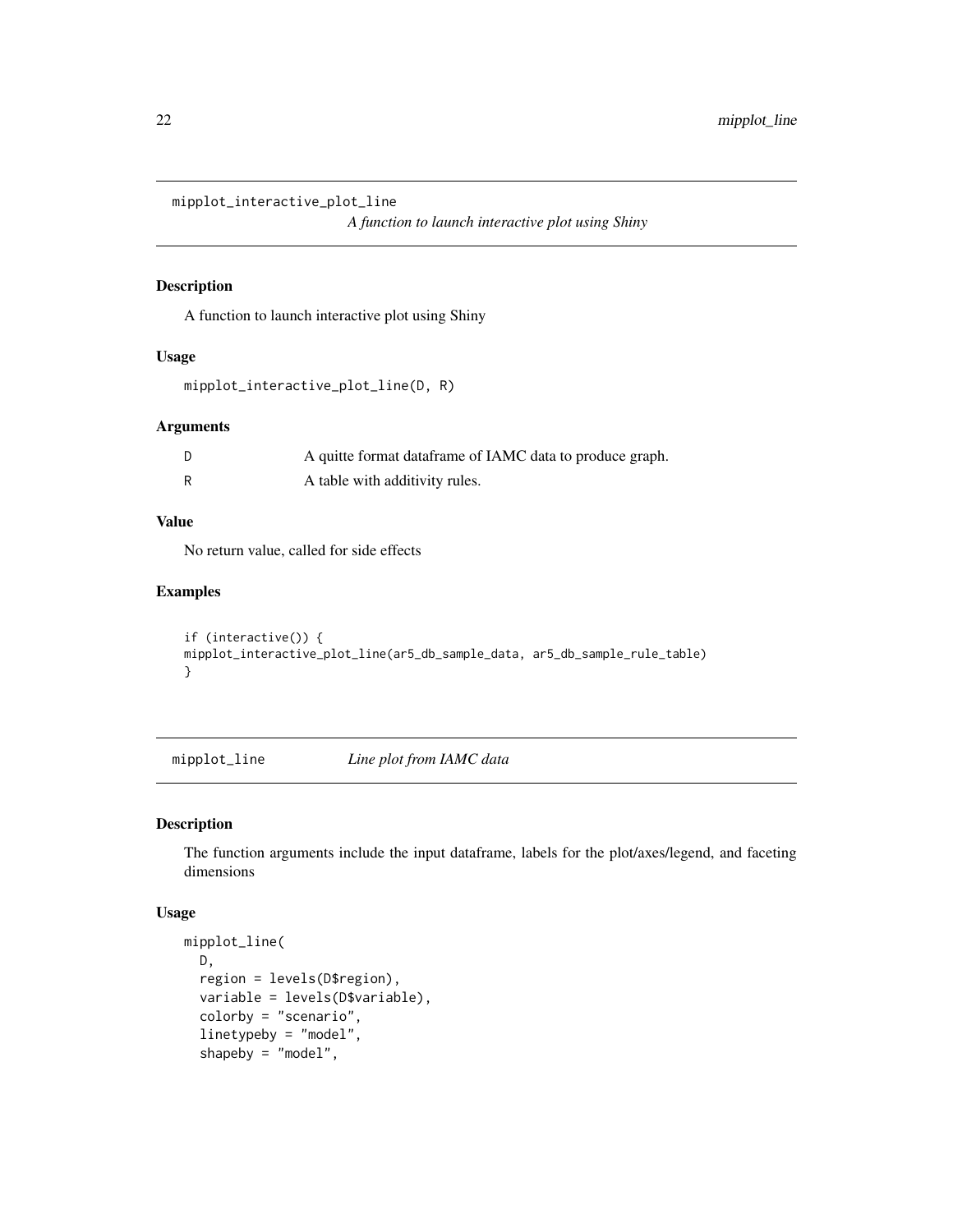## mipplot_interactive_plot_line

*A function to launch interactive plot using Shiny*

### Description

A function to launch interactive plot using Shiny

### Usage

```
mipplot_interactive_plot_line(D, R)
```

### Arguments

| | |
|---|---|
| D | A quitte format dataframe of IAMC data to produce graph. |
| R | A table with additivity rules. |

### Value

No return value, called for side effects

### Examples

```
if (interactive()) {
mipplot_interactive_plot_line(ar5_db_sample_data, ar5_db_sample_rule_table)
}
```

## mipplot_line

*Line plot from IAMC data*

### Description

The function arguments include the input dataframe, labels for the plot/axes/legend, and faceting dimensions

### Usage

```
mipplot_line(
  D,
  region = levels(D$region),
  variable = levels(D$variable),
  colorby = "scenario",
  linetypeby = "model",
  shapeby = "model",
```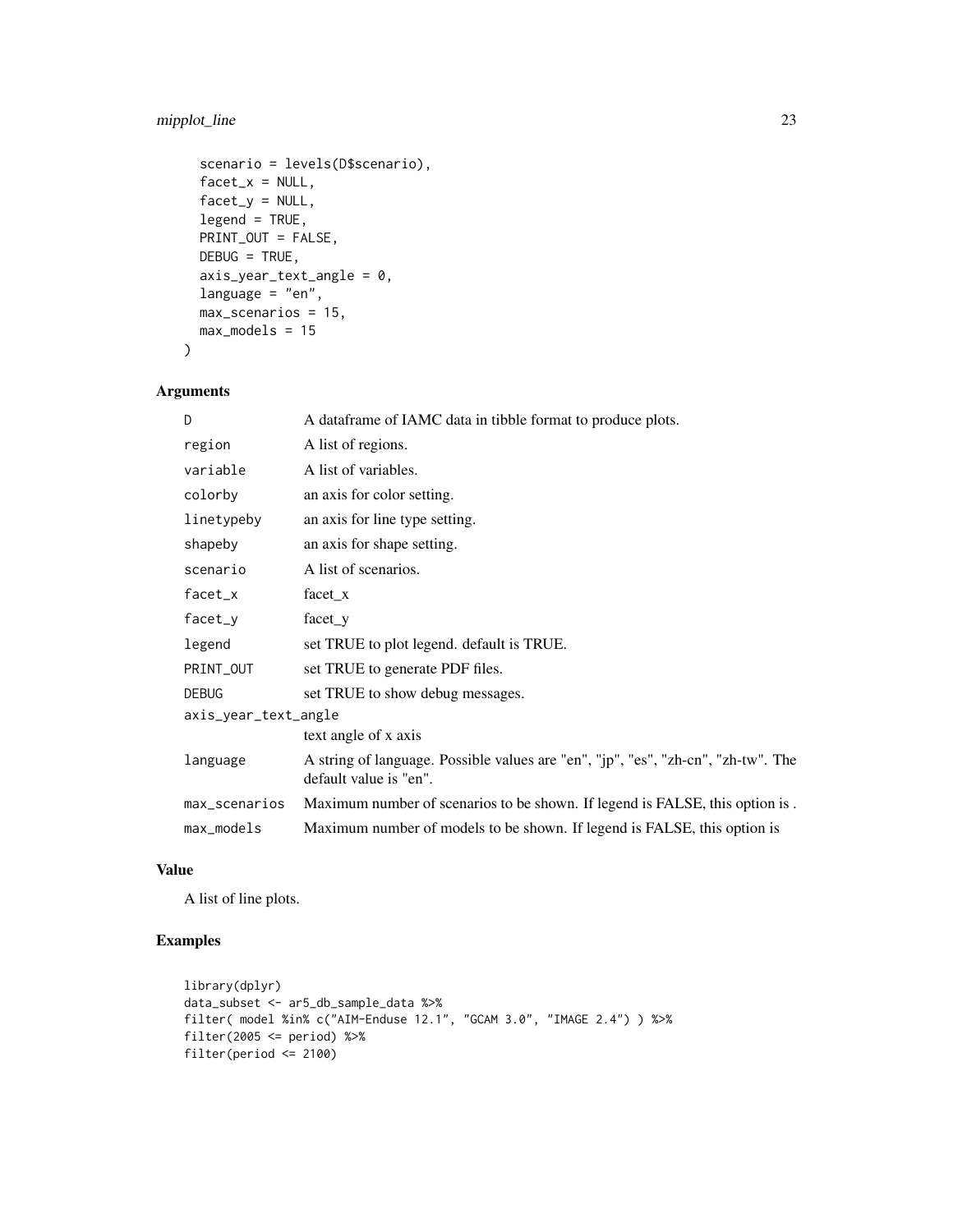```
  scenario = levels(D$scenario),
  facet_x = NULL,
  facet_y = NULL,
  legend = TRUE,
  PRINT_OUT = FALSE,
  DEBUG = TRUE,
  axis_year_text_angle = 0,
  language = "en",
  max_scenarios = 15,
  max_models = 15
)
```

## Arguments

| Argument | Description |
|---|---|
| D | A dataframe of IAMC data in tibble format to produce plots. |
| region | A list of regions. |
| variable | A list of variables. |
| colorby | an axis for color setting. |
| linetypeby | an axis for line type setting. |
| shapeby | an axis for shape setting. |
| scenario | A list of scenarios. |
| facet_x | facet_x |
| facet_y | facet_y |
| legend | set TRUE to plot legend. default is TRUE. |
| PRINT_OUT | set TRUE to generate PDF files. |
| DEBUG | set TRUE to show debug messages. |
| axis_year_text_angle | text angle of x axis |
| language | A string of language. Possible values are "en", "jp", "es", "zh-cn", "zh-tw". The default value is "en". |
| max_scenarios | Maximum number of scenarios to be shown. If legend is FALSE, this option is . |
| max_models | Maximum number of models to be shown. If legend is FALSE, this option is |

## Value

A list of line plots.

## Examples

```
library(dplyr)
data_subset <- ar5_db_sample_data %>%
filter( model %in% c("AIM-Enduse 12.1", "GCAM 3.0", "IMAGE 2.4") ) %>%
filter(2005 <= period) %>%
filter(period <= 2100)
```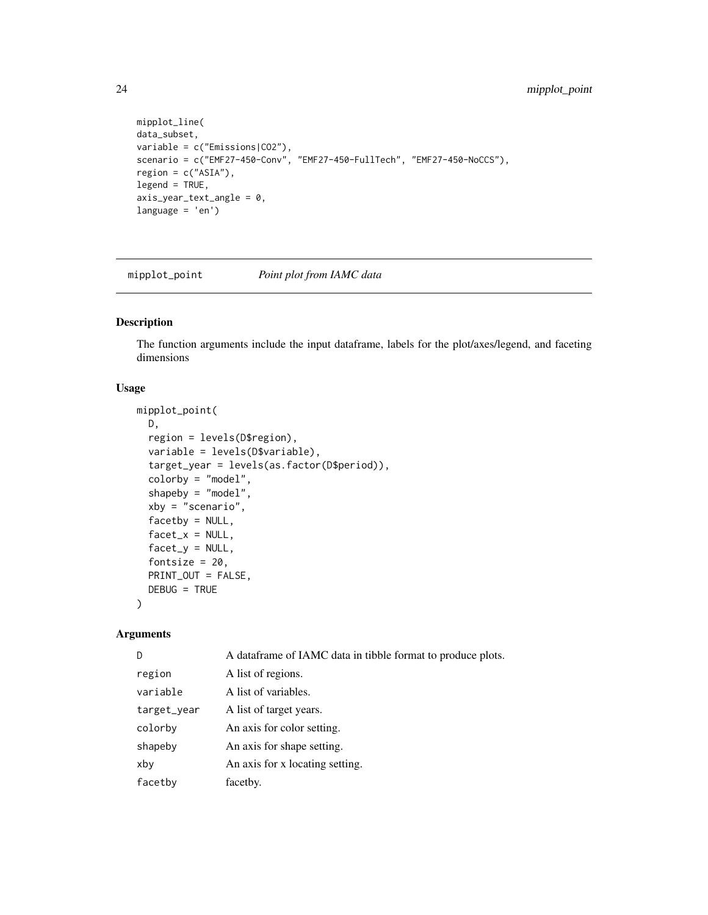```
mipplot_line(
data_subset,
variable = c("Emissions|CO2"),
scenario = c("EMF27-450-Conv", "EMF27-450-FullTech", "EMF27-450-NoCCS"),
region = c("ASIA"),
legend = TRUE,
axis_year_text_angle = 0,
language = 'en')
```

## mipplot_point    *Point plot from IAMC data*

### Description

The function arguments include the input dataframe, labels for the plot/axes/legend, and faceting dimensions

### Usage

```
mipplot_point(
  D,
  region = levels(D$region),
  variable = levels(D$variable),
  target_year = levels(as.factor(D$period)),
  colorby = "model",
  shapeby = "model",
  xby = "scenario",
  facetby = NULL,
  facet_x = NULL,
  facet_y = NULL,
  fontsize = 20,
  PRINT_OUT = FALSE,
  DEBUG = TRUE
)
```

### Arguments

| | |
|---|---|
| D | A dataframe of IAMC data in tibble format to produce plots. |
| region | A list of regions. |
| variable | A list of variables. |
| target_year | A list of target years. |
| colorby | An axis for color setting. |
| shapeby | An axis for shape setting. |
| xby | An axis for x locating setting. |
| facetby | facetby. |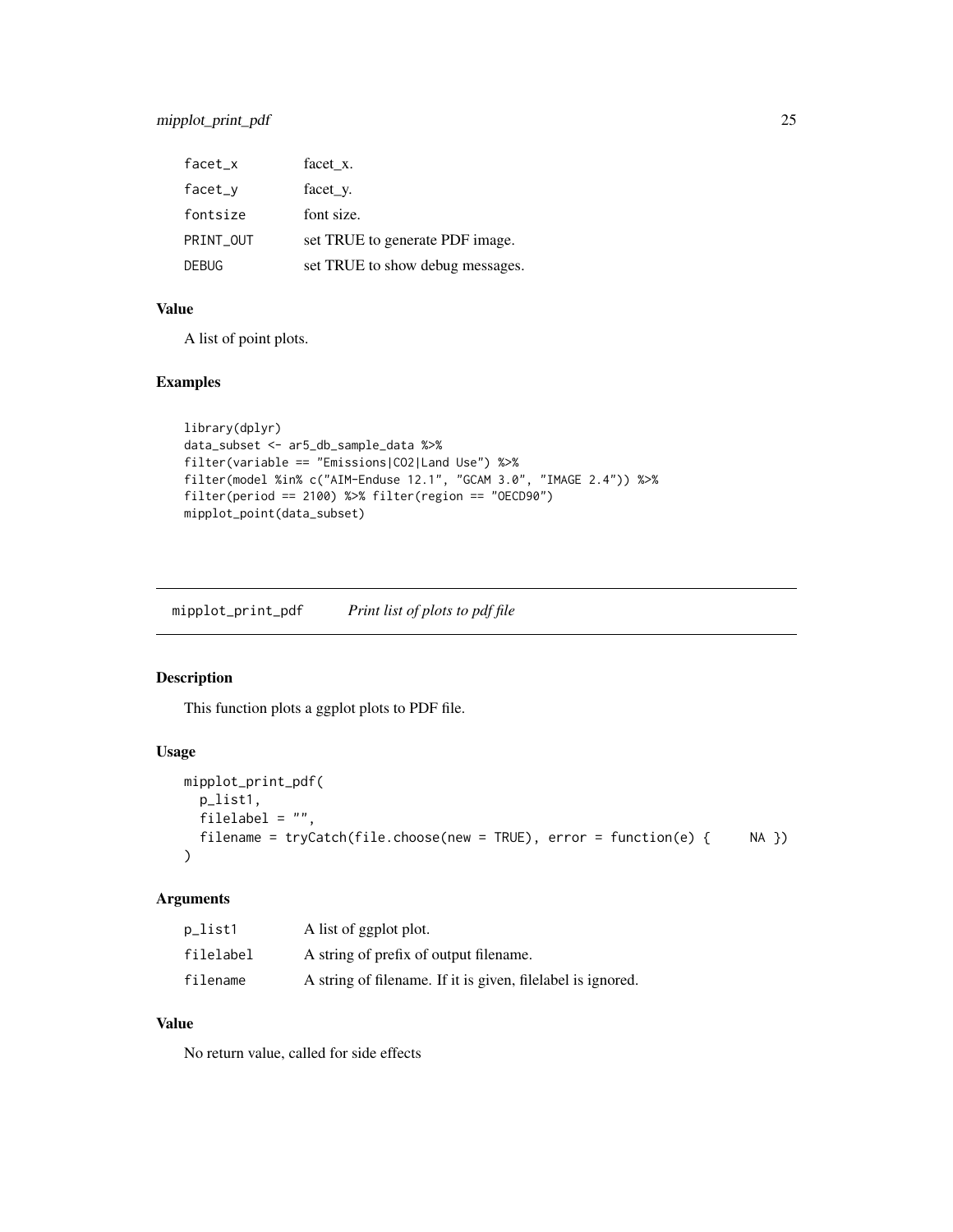| | |
|---|---|
| facet_x | facet_x. |
| facet_y | facet_y. |
| fontsize | font size. |
| PRINT_OUT | set TRUE to generate PDF image. |
| DEBUG | set TRUE to show debug messages. |

### Value

A list of point plots.

### Examples

```
library(dplyr)
data_subset <- ar5_db_sample_data %>%
filter(variable == "Emissions|CO2|Land Use") %>%
filter(model %in% c("AIM-Enduse 12.1", "GCAM 3.0", "IMAGE 2.4")) %>%
filter(period == 2100) %>% filter(region == "OECD90")
mipplot_point(data_subset)
```

---

## mipplot_print_pdf    *Print list of plots to pdf file*

### Description

This function plots a ggplot plots to PDF file.

### Usage

```
mipplot_print_pdf(
  p_list1,
  filelabel = "",
  filename = tryCatch(file.choose(new = TRUE), error = function(e) {     NA })
)
```

### Arguments

| | |
|---|---|
| p_list1 | A list of ggplot plot. |
| filelabel | A string of prefix of output filename. |
| filename | A string of filename. If it is given, filelabel is ignored. |

### Value

No return value, called for side effects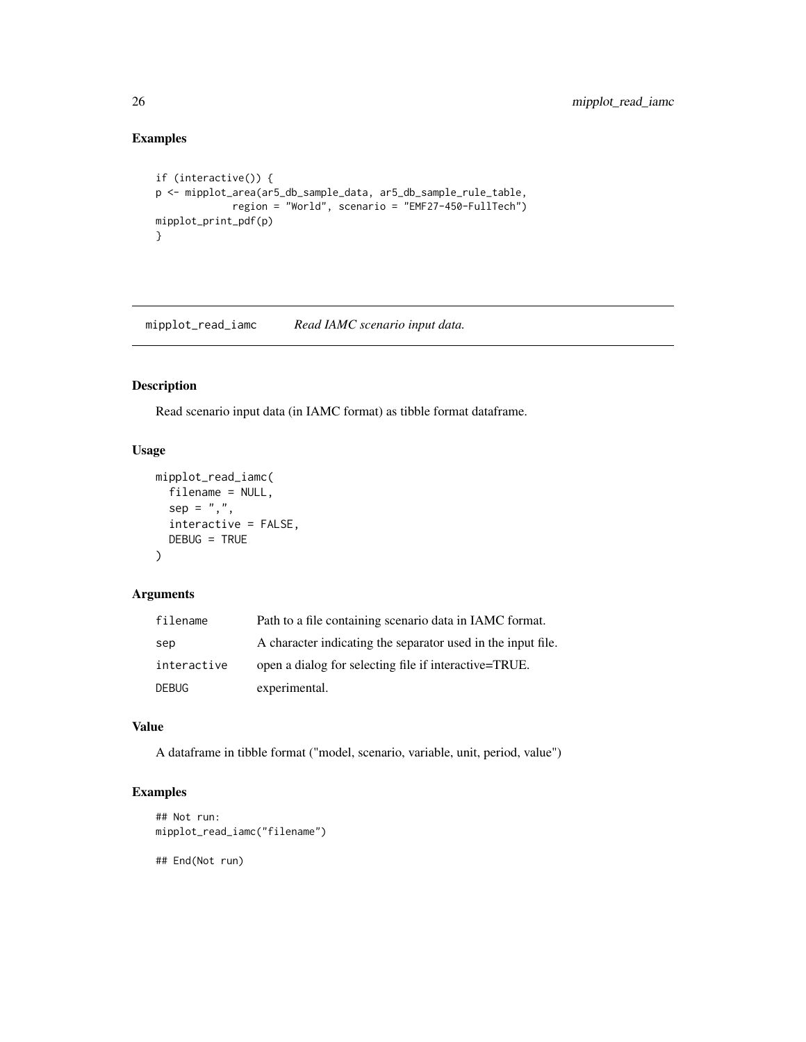## Examples

```
if (interactive()) {
p <- mipplot_area(ar5_db_sample_data, ar5_db_sample_rule_table,
            region = "World", scenario = "EMF27-450-FullTech")
mipplot_print_pdf(p)
}
```

---

# mipplot_read_iamc    *Read IAMC scenario input data.*

---

## Description

Read scenario input data (in IAMC format) as tibble format dataframe.

## Usage

```
mipplot_read_iamc(
  filename = NULL,
  sep = ",",
  interactive = FALSE,
  DEBUG = TRUE
)
```

## Arguments

| | |
|---|---|
| filename | Path to a file containing scenario data in IAMC format. |
| sep | A character indicating the separator used in the input file. |
| interactive | open a dialog for selecting file if interactive=TRUE. |
| DEBUG | experimental. |

## Value

A dataframe in tibble format ("model, scenario, variable, unit, period, value")

## Examples

```
## Not run:
mipplot_read_iamc("filename")

## End(Not run)
```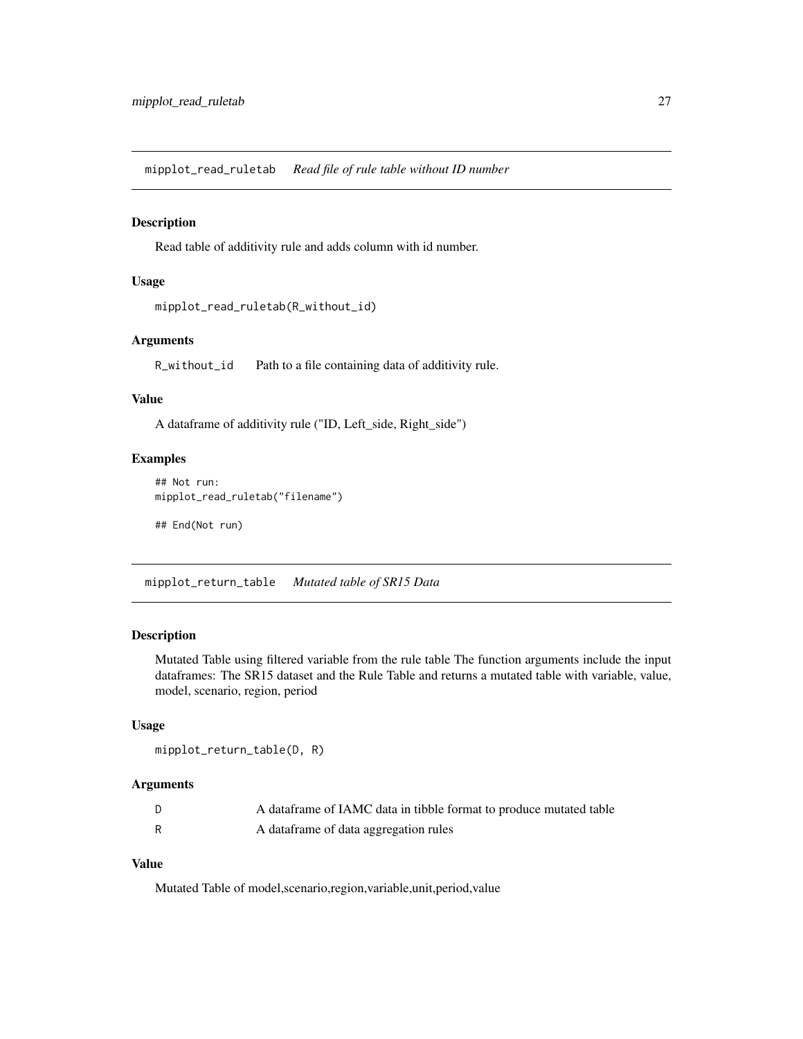## mipplot_read_ruletab *Read file of rule table without ID number*

### Description

Read table of additivity rule and adds column with id number.

### Usage

```
mipplot_read_ruletab(R_without_id)
```

### Arguments

| | |
|---|---|
| R_without_id | Path to a file containing data of additivity rule. |

### Value

A dataframe of additivity rule ("ID, Left_side, Right_side")

### Examples

```
## Not run:
mipplot_read_ruletab("filename")

## End(Not run)
```

## mipplot_return_table *Mutated table of SR15 Data*

### Description

Mutated Table using filtered variable from the rule table The function arguments include the input dataframes: The SR15 dataset and the Rule Table and returns a mutated table with variable, value, model, scenario, region, period

### Usage

```
mipplot_return_table(D, R)
```

### Arguments

| | |
|---|---|
| D | A dataframe of IAMC data in tibble format to produce mutated table |
| R | A dataframe of data aggregation rules |

### Value

Mutated Table of model,scenario,region,variable,unit,period,value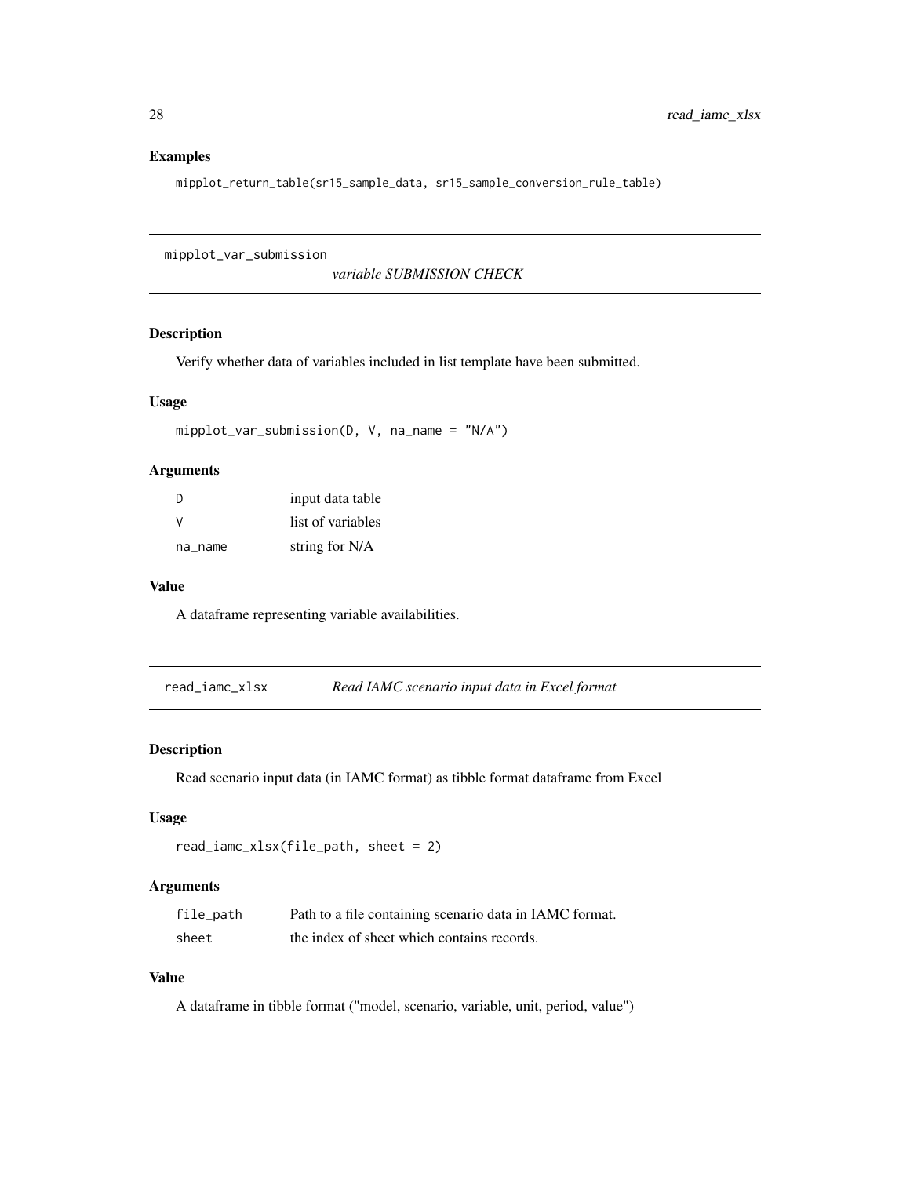### Examples

```
mipplot_return_table(sr15_sample_data, sr15_sample_conversion_rule_table)
```

---

## mipplot_var_submission — *variable SUBMISSION CHECK*

### Description

Verify whether data of variables included in list template have been submitted.

### Usage

```
mipplot_var_submission(D, V, na_name = "N/A")
```

### Arguments

| | |
|---|---|
| D | input data table |
| V | list of variables |
| na_name | string for N/A |

### Value

A dataframe representing variable availabilities.

---

## read_iamc_xlsx — *Read IAMC scenario input data in Excel format*

### Description

Read scenario input data (in IAMC format) as tibble format dataframe from Excel

### Usage

```
read_iamc_xlsx(file_path, sheet = 2)
```

### Arguments

| | |
|---|---|
| file_path | Path to a file containing scenario data in IAMC format. |
| sheet | the index of sheet which contains records. |

### Value

A dataframe in tibble format ("model, scenario, variable, unit, period, value")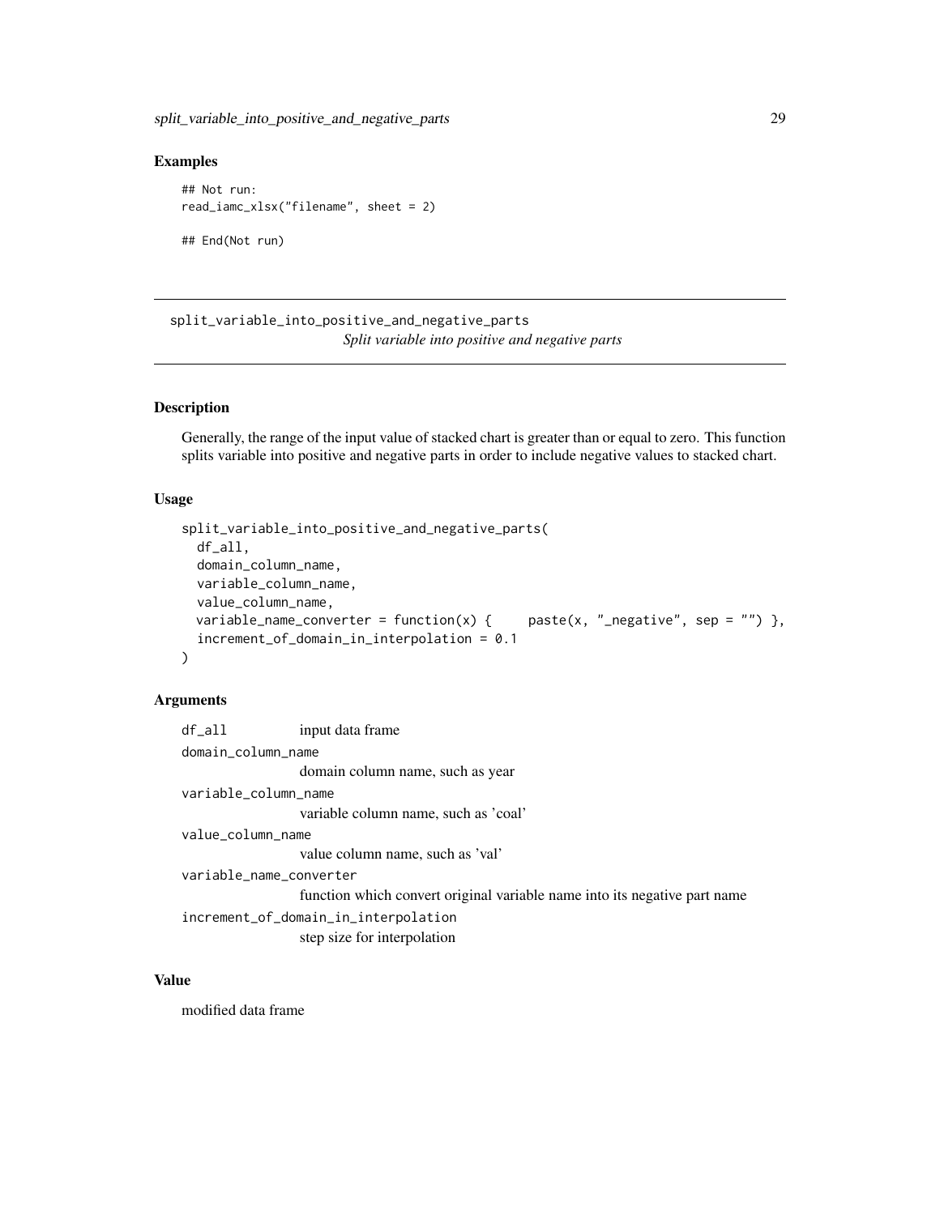## Examples

```
## Not run:
read_iamc_xlsx("filename", sheet = 2)

## End(Not run)
```

---

# split_variable_into_positive_and_negative_parts

*Split variable into positive and negative parts*

---

### Description

Generally, the range of the input value of stacked chart is greater than or equal to zero. This function splits variable into positive and negative parts in order to include negative values to stacked chart.

### Usage

```
split_variable_into_positive_and_negative_parts(
  df_all,
  domain_column_name,
  variable_column_name,
  value_column_name,
  variable_name_converter = function(x) {     paste(x, "_negative", sep = "") },
  increment_of_domain_in_interpolation = 0.1
)
```

### Arguments

`df_all` input data frame

`domain_column_name`
domain column name, such as year

`variable_column_name`
variable column name, such as 'coal'

`value_column_name`
value column name, such as 'val'

`variable_name_converter`
function which convert original variable name into its negative part name

`increment_of_domain_in_interpolation`
step size for interpolation

### Value

modified data frame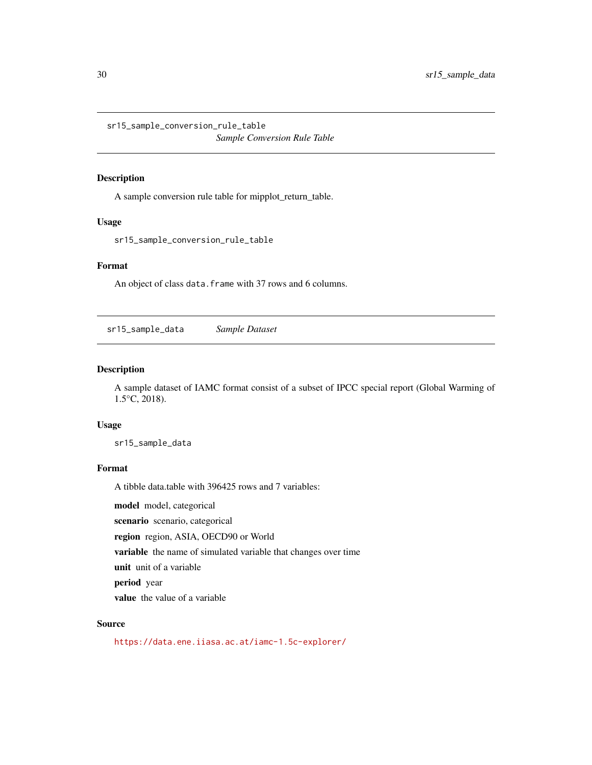## sr15_sample_conversion_rule_table — *Sample Conversion Rule Table*

### Description

A sample conversion rule table for mipplot_return_table.

### Usage

```
sr15_sample_conversion_rule_table
```

### Format

An object of class `data.frame` with 37 rows and 6 columns.

## sr15_sample_data — *Sample Dataset*

### Description

A sample dataset of IAMC format consist of a subset of IPCC special report (Global Warming of 1.5°C, 2018).

### Usage

```
sr15_sample_data
```

### Format

A tibble data.table with 396425 rows and 7 variables:

**model** model, categorical

**scenario** scenario, categorical

**region** region, ASIA, OECD90 or World

**variable** the name of simulated variable that changes over time

**unit** unit of a variable

**period** year

**value** the value of a variable

### Source

https://data.ene.iiasa.ac.at/iamc-1.5c-explorer/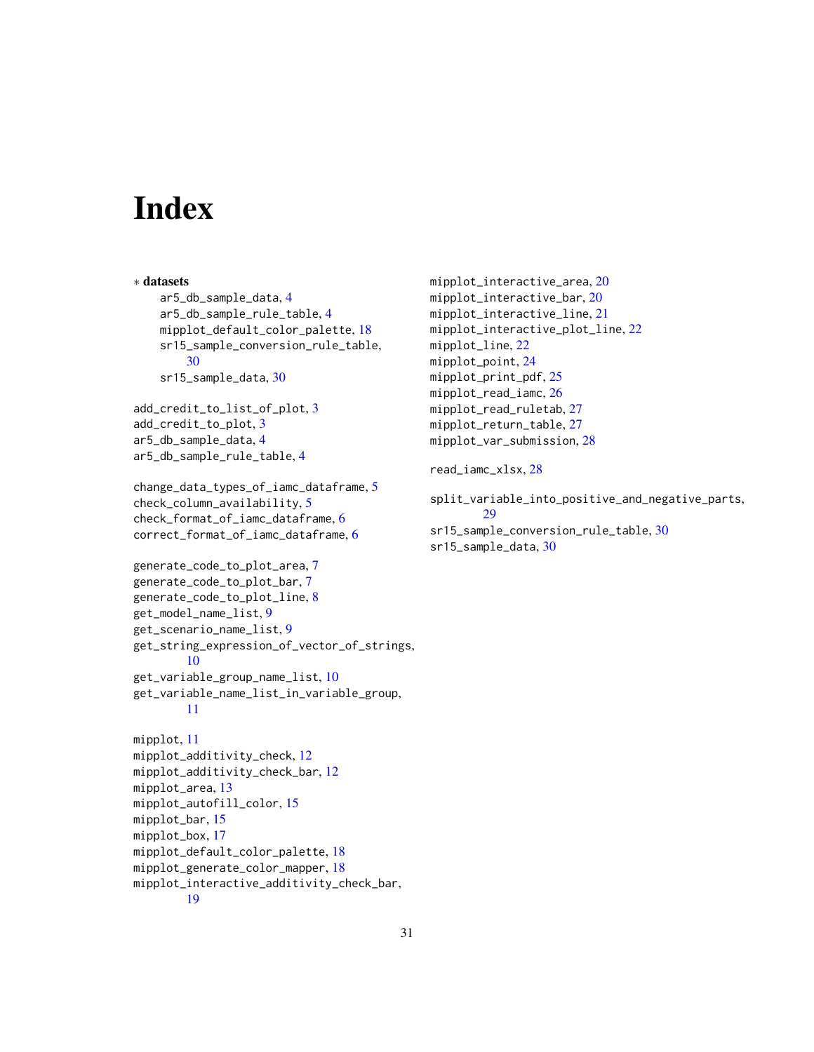# Index

∗ **datasets**

- ar5_db_sample_data, 4
- ar5_db_sample_rule_table, 4
- mipplot_default_color_palette, 18
- sr15_sample_conversion_rule_table, 30
- sr15_sample_data, 30

add_credit_to_list_of_plot, 3
add_credit_to_plot, 3
ar5_db_sample_data, 4
ar5_db_sample_rule_table, 4

change_data_types_of_iamc_dataframe, 5
check_column_availability, 5
check_format_of_iamc_dataframe, 6
correct_format_of_iamc_dataframe, 6

generate_code_to_plot_area, 7
generate_code_to_plot_bar, 7
generate_code_to_plot_line, 8
get_model_name_list, 9
get_scenario_name_list, 9
get_string_expression_of_vector_of_strings, 10
get_variable_group_name_list, 10
get_variable_name_list_in_variable_group, 11

mipplot, 11
mipplot_additivity_check, 12
mipplot_additivity_check_bar, 12
mipplot_area, 13
mipplot_autofill_color, 15
mipplot_bar, 15
mipplot_box, 17
mipplot_default_color_palette, 18
mipplot_generate_color_mapper, 18
mipplot_interactive_additivity_check_bar, 19
mipplot_interactive_area, 20
mipplot_interactive_bar, 20
mipplot_interactive_line, 21
mipplot_interactive_plot_line, 22
mipplot_line, 22
mipplot_point, 24
mipplot_print_pdf, 25
mipplot_read_iamc, 26
mipplot_read_ruletab, 27
mipplot_return_table, 27
mipplot_var_submission, 28

read_iamc_xlsx, 28

split_variable_into_positive_and_negative_parts, 29
sr15_sample_conversion_rule_table, 30
sr15_sample_data, 30